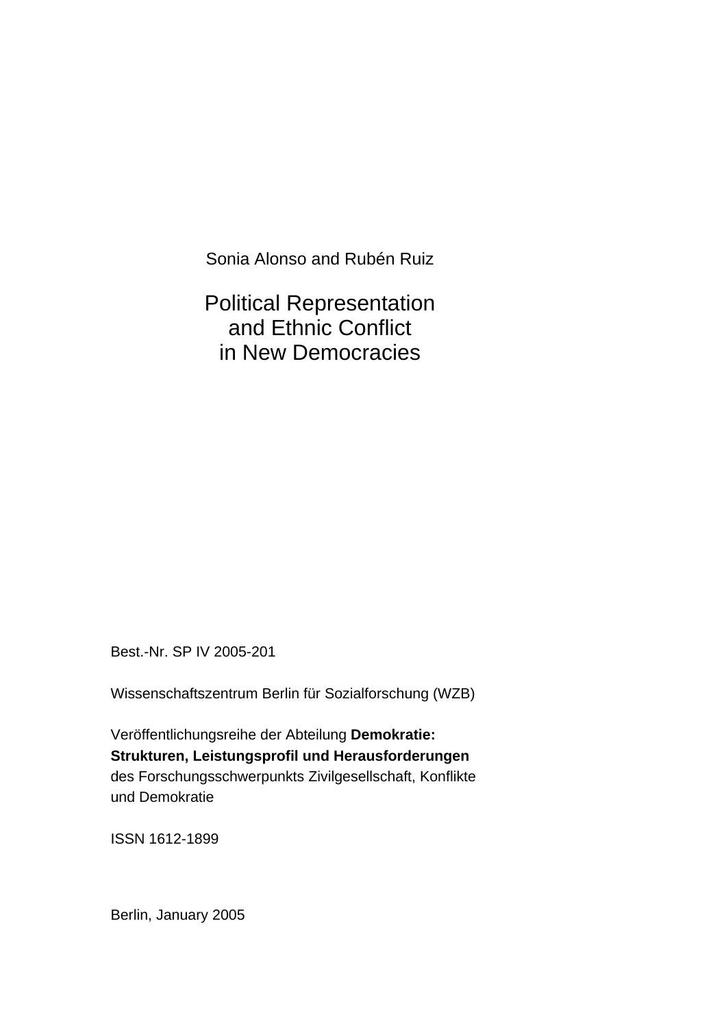Sonia Alonso and Rubén Ruiz

# Political Representation and Ethnic Conflict in New Democracies

Best.-Nr. SP IV 2005-201

Wissenschaftszentrum Berlin für Sozialforschung (WZB)

Veröffentlichungsreihe der Abteilung **Demokratie: Strukturen, Leistungsprofil und Herausforderungen** des Forschungsschwerpunkts Zivilgesellschaft, Konflikte und Demokratie

ISSN 1612-1899

Berlin, January 2005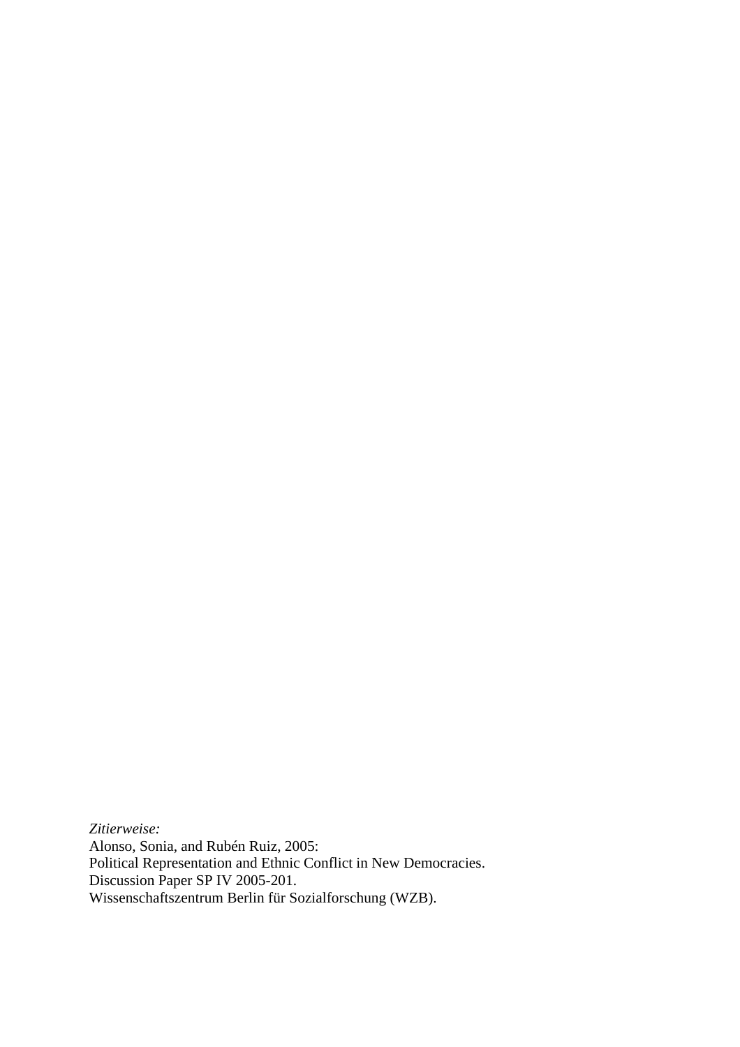*Zitierweise:*
Alonso, Sonia, and Rubén Ruiz, 2005:
Political Representation and Ethnic Conflict in New Democracies.
Discussion Paper SP IV 2005-201.
Wissenschaftszentrum Berlin für Sozialforschung (WZB).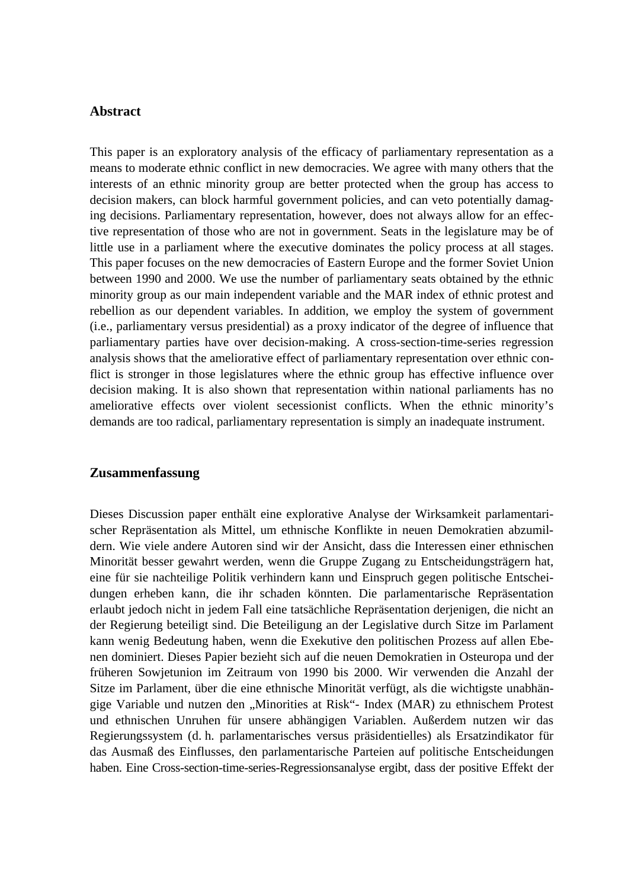## Abstract

This paper is an exploratory analysis of the efficacy of parliamentary representation as a means to moderate ethnic conflict in new democracies. We agree with many others that the interests of an ethnic minority group are better protected when the group has access to decision makers, can block harmful government policies, and can veto potentially damaging decisions. Parliamentary representation, however, does not always allow for an effective representation of those who are not in government. Seats in the legislature may be of little use in a parliament where the executive dominates the policy process at all stages. This paper focuses on the new democracies of Eastern Europe and the former Soviet Union between 1990 and 2000. We use the number of parliamentary seats obtained by the ethnic minority group as our main independent variable and the MAR index of ethnic protest and rebellion as our dependent variables. In addition, we employ the system of government (i.e., parliamentary versus presidential) as a proxy indicator of the degree of influence that parliamentary parties have over decision-making. A cross-section-time-series regression analysis shows that the ameliorative effect of parliamentary representation over ethnic conflict is stronger in those legislatures where the ethnic group has effective influence over decision making. It is also shown that representation within national parliaments has no ameliorative effects over violent secessionist conflicts. When the ethnic minority's demands are too radical, parliamentary representation is simply an inadequate instrument.

## Zusammenfassung

Dieses Discussion paper enthält eine explorative Analyse der Wirksamkeit parlamentarischer Repräsentation als Mittel, um ethnische Konflikte in neuen Demokratien abzumildern. Wie viele andere Autoren sind wir der Ansicht, dass die Interessen einer ethnischen Minorität besser gewahrt werden, wenn die Gruppe Zugang zu Entscheidungsträgern hat, eine für sie nachteilige Politik verhindern kann und Einspruch gegen politische Entscheidungen erheben kann, die ihr schaden könnten. Die parlamentarische Repräsentation erlaubt jedoch nicht in jedem Fall eine tatsächliche Repräsentation derjenigen, die nicht an der Regierung beteiligt sind. Die Beteiligung an der Legislative durch Sitze im Parlament kann wenig Bedeutung haben, wenn die Exekutive den politischen Prozess auf allen Ebenen dominiert. Dieses Papier bezieht sich auf die neuen Demokratien in Osteuropa und der früheren Sowjetunion im Zeitraum von 1990 bis 2000. Wir verwenden die Anzahl der Sitze im Parlament, über die eine ethnische Minorität verfügt, als die wichtigste unabhängige Variable und nutzen den „Minorities at Risk"- Index (MAR) zu ethnischem Protest und ethnischen Unruhen für unsere abhängigen Variablen. Außerdem nutzen wir das Regierungssystem (d. h. parlamentarisches versus präsidentielles) als Ersatzindikator für das Ausmaß des Einflusses, den parlamentarische Parteien auf politische Entscheidungen haben. Eine Cross-section-time-series-Regressionsanalyse ergibt, dass der positive Effekt der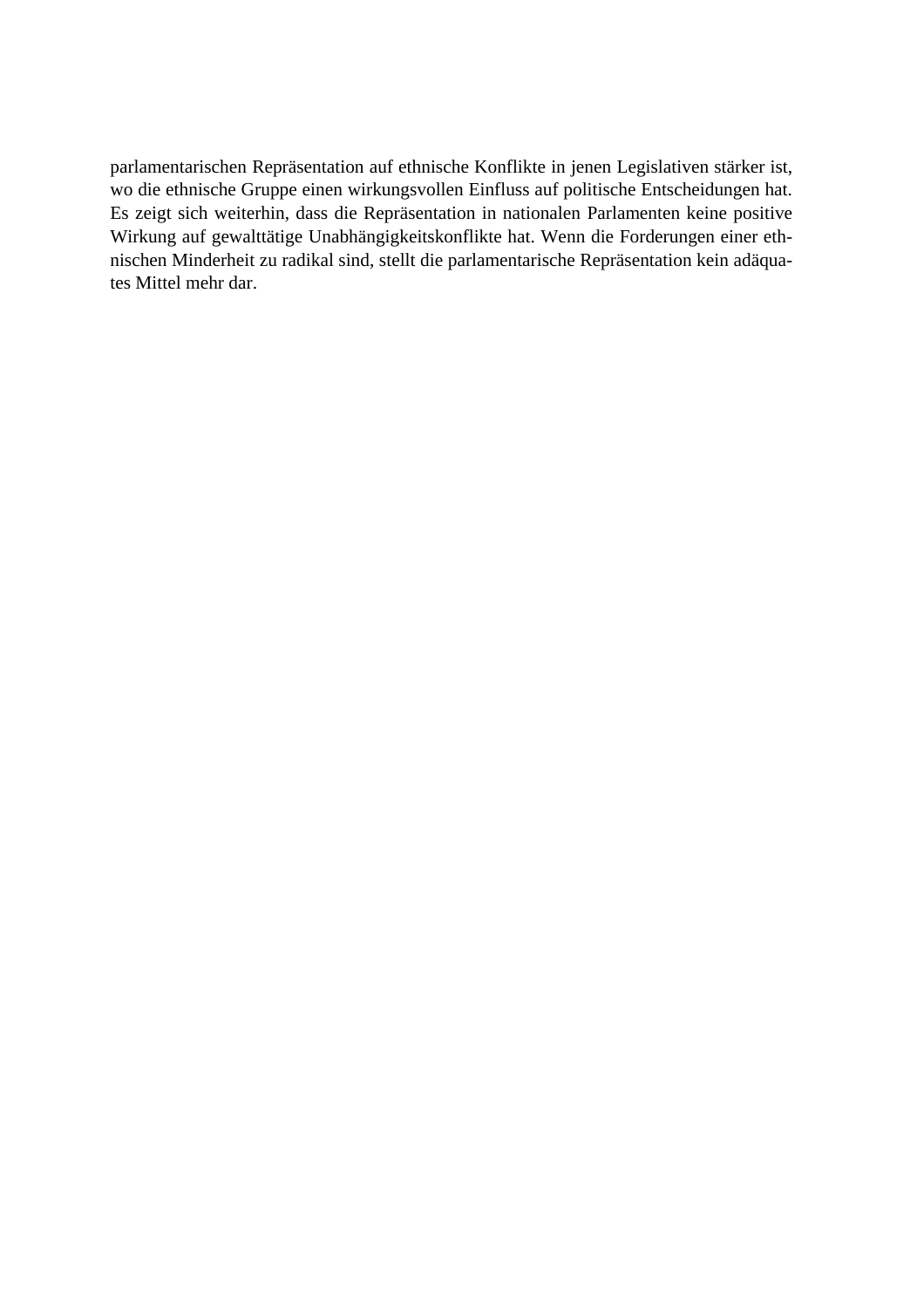parlamentarischen Repräsentation auf ethnische Konflikte in jenen Legislativen stärker ist, wo die ethnische Gruppe einen wirkungsvollen Einfluss auf politische Entscheidungen hat. Es zeigt sich weiterhin, dass die Repräsentation in nationalen Parlamenten keine positive Wirkung auf gewalttätige Unabhängigkeitskonflikte hat. Wenn die Forderungen einer ethnischen Minderheit zu radikal sind, stellt die parlamentarische Repräsentation kein adäquates Mittel mehr dar.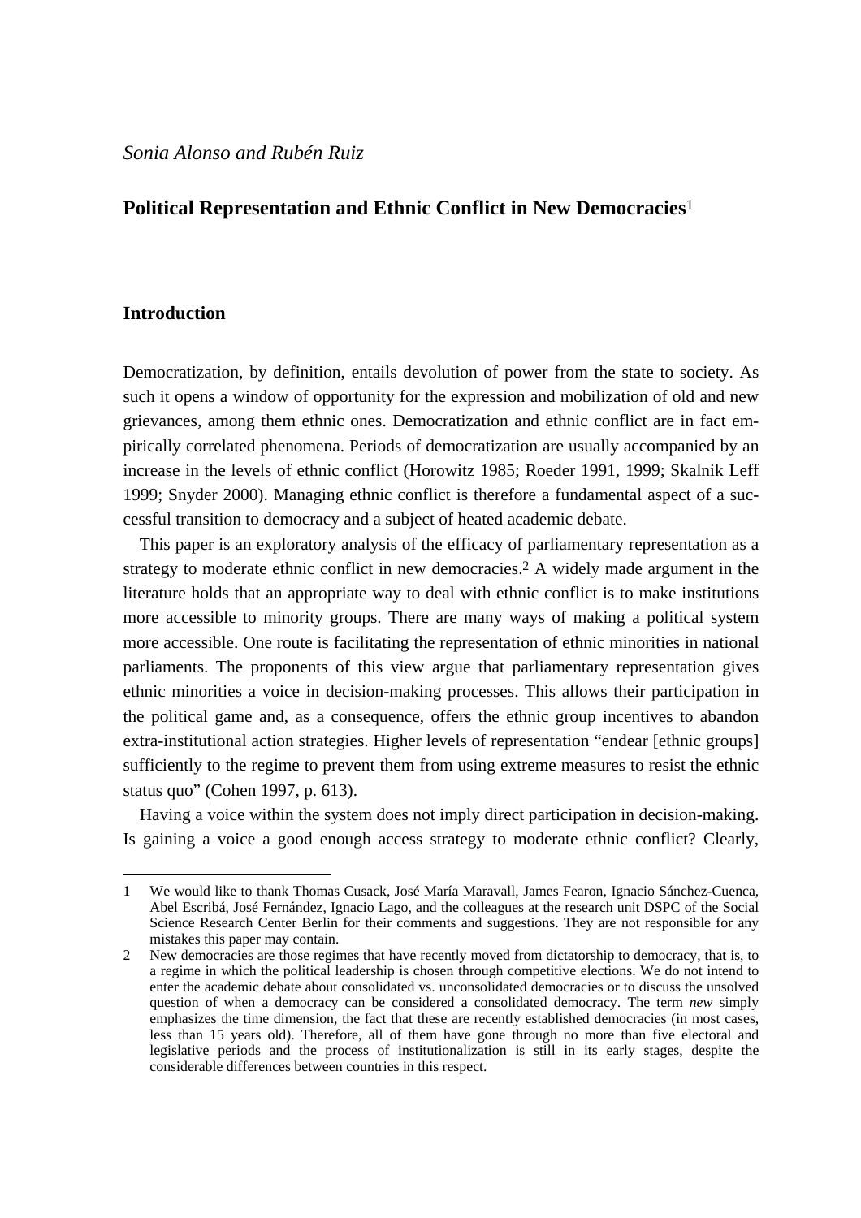*Sonia Alonso and Rubén Ruiz*

# Political Representation and Ethnic Conflict in New Democracies[1]

## Introduction

Democratization, by definition, entails devolution of power from the state to society. As such it opens a window of opportunity for the expression and mobilization of old and new grievances, among them ethnic ones. Democratization and ethnic conflict are in fact empirically correlated phenomena. Periods of democratization are usually accompanied by an increase in the levels of ethnic conflict (Horowitz 1985; Roeder 1991, 1999; Skalnik Leff 1999; Snyder 2000). Managing ethnic conflict is therefore a fundamental aspect of a successful transition to democracy and a subject of heated academic debate.

This paper is an exploratory analysis of the efficacy of parliamentary representation as a strategy to moderate ethnic conflict in new democracies.[2] A widely made argument in the literature holds that an appropriate way to deal with ethnic conflict is to make institutions more accessible to minority groups. There are many ways of making a political system more accessible. One route is facilitating the representation of ethnic minorities in national parliaments. The proponents of this view argue that parliamentary representation gives ethnic minorities a voice in decision-making processes. This allows their participation in the political game and, as a consequence, offers the ethnic group incentives to abandon extra-institutional action strategies. Higher levels of representation "endear [ethnic groups] sufficiently to the regime to prevent them from using extreme measures to resist the ethnic status quo" (Cohen 1997, p. 613).

Having a voice within the system does not imply direct participation in decision-making. Is gaining a voice a good enough access strategy to moderate ethnic conflict? Clearly,

---

1 We would like to thank Thomas Cusack, José María Maravall, James Fearon, Ignacio Sánchez-Cuenca, Abel Escribá, José Fernández, Ignacio Lago, and the colleagues at the research unit DSPC of the Social Science Research Center Berlin for their comments and suggestions. They are not responsible for any mistakes this paper may contain.

2 New democracies are those regimes that have recently moved from dictatorship to democracy, that is, to a regime in which the political leadership is chosen through competitive elections. We do not intend to enter the academic debate about consolidated vs. unconsolidated democracies or to discuss the unsolved question of when a democracy can be considered a consolidated democracy. The term *new* simply emphasizes the time dimension, the fact that these are recently established democracies (in most cases, less than 15 years old). Therefore, all of them have gone through no more than five electoral and legislative periods and the process of institutionalization is still in its early stages, despite the considerable differences between countries in this respect.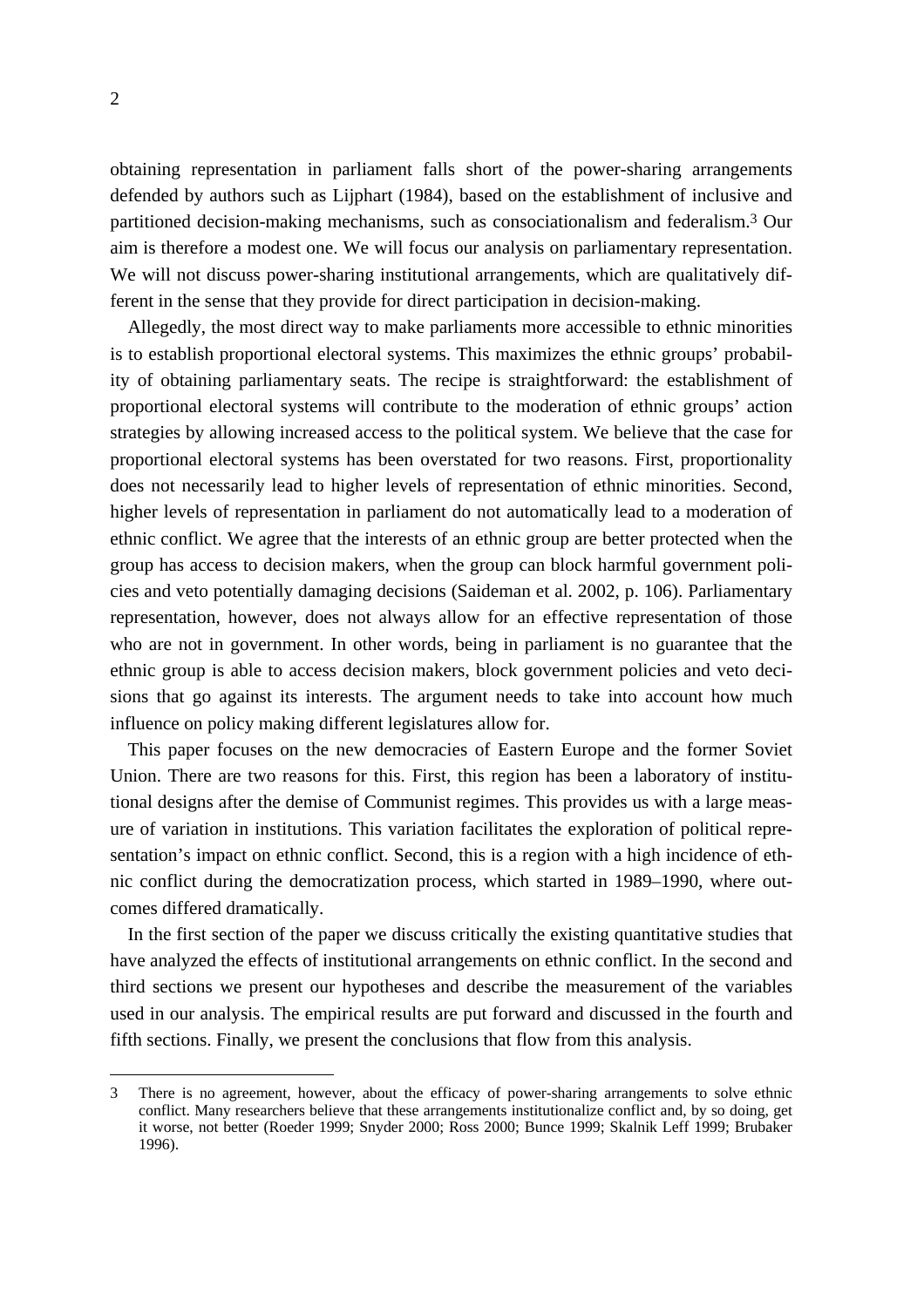obtaining representation in parliament falls short of the power-sharing arrangements defended by authors such as Lijphart (1984), based on the establishment of inclusive and partitioned decision-making mechanisms, such as consociationalism and federalism.[3] Our aim is therefore a modest one. We will focus our analysis on parliamentary representation. We will not discuss power-sharing institutional arrangements, which are qualitatively different in the sense that they provide for direct participation in decision-making.

Allegedly, the most direct way to make parliaments more accessible to ethnic minorities is to establish proportional electoral systems. This maximizes the ethnic groups' probability of obtaining parliamentary seats. The recipe is straightforward: the establishment of proportional electoral systems will contribute to the moderation of ethnic groups' action strategies by allowing increased access to the political system. We believe that the case for proportional electoral systems has been overstated for two reasons. First, proportionality does not necessarily lead to higher levels of representation of ethnic minorities. Second, higher levels of representation in parliament do not automatically lead to a moderation of ethnic conflict. We agree that the interests of an ethnic group are better protected when the group has access to decision makers, when the group can block harmful government policies and veto potentially damaging decisions (Saideman et al. 2002, p. 106). Parliamentary representation, however, does not always allow for an effective representation of those who are not in government. In other words, being in parliament is no guarantee that the ethnic group is able to access decision makers, block government policies and veto decisions that go against its interests. The argument needs to take into account how much influence on policy making different legislatures allow for.

This paper focuses on the new democracies of Eastern Europe and the former Soviet Union. There are two reasons for this. First, this region has been a laboratory of institutional designs after the demise of Communist regimes. This provides us with a large measure of variation in institutions. This variation facilitates the exploration of political representation's impact on ethnic conflict. Second, this is a region with a high incidence of ethnic conflict during the democratization process, which started in 1989–1990, where outcomes differed dramatically.

In the first section of the paper we discuss critically the existing quantitative studies that have analyzed the effects of institutional arrangements on ethnic conflict. In the second and third sections we present our hypotheses and describe the measurement of the variables used in our analysis. The empirical results are put forward and discussed in the fourth and fifth sections. Finally, we present the conclusions that flow from this analysis.

---

3 There is no agreement, however, about the efficacy of power-sharing arrangements to solve ethnic conflict. Many researchers believe that these arrangements institutionalize conflict and, by so doing, get it worse, not better (Roeder 1999; Snyder 2000; Ross 2000; Bunce 1999; Skalnik Leff 1999; Brubaker 1996).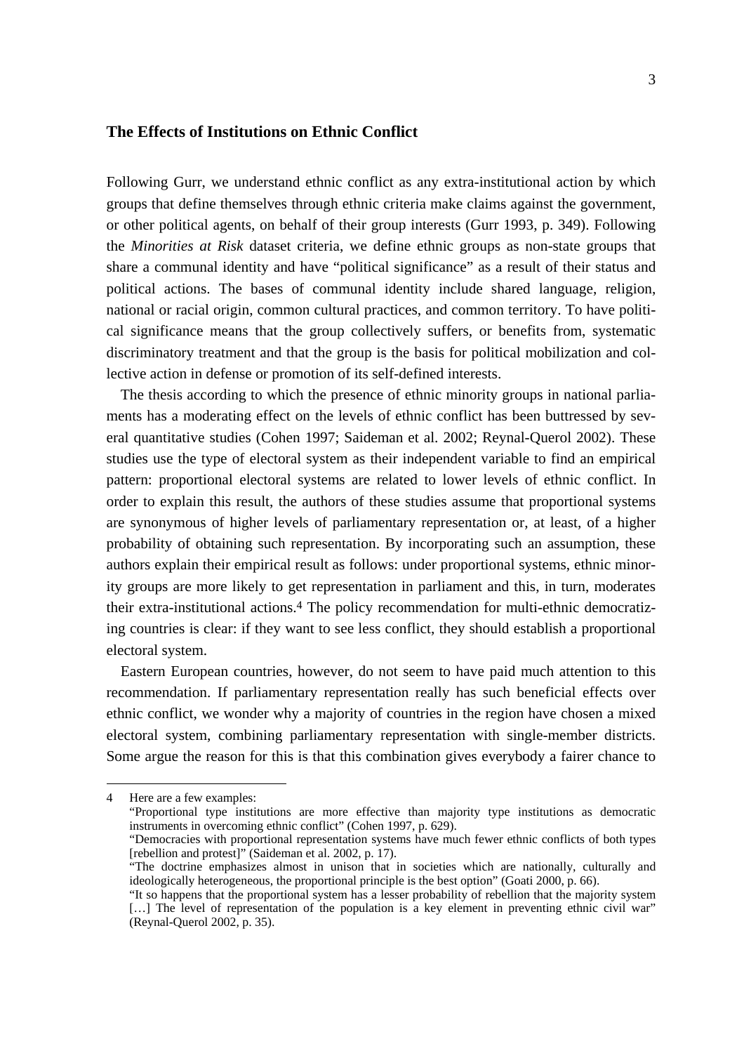## The Effects of Institutions on Ethnic Conflict

Following Gurr, we understand ethnic conflict as any extra-institutional action by which groups that define themselves through ethnic criteria make claims against the government, or other political agents, on behalf of their group interests (Gurr 1993, p. 349). Following the *Minorities at Risk* dataset criteria, we define ethnic groups as non-state groups that share a communal identity and have "political significance" as a result of their status and political actions. The bases of communal identity include shared language, religion, national or racial origin, common cultural practices, and common territory. To have political significance means that the group collectively suffers, or benefits from, systematic discriminatory treatment and that the group is the basis for political mobilization and collective action in defense or promotion of its self-defined interests.

The thesis according to which the presence of ethnic minority groups in national parliaments has a moderating effect on the levels of ethnic conflict has been buttressed by several quantitative studies (Cohen 1997; Saideman et al. 2002; Reynal-Querol 2002). These studies use the type of electoral system as their independent variable to find an empirical pattern: proportional electoral systems are related to lower levels of ethnic conflict. In order to explain this result, the authors of these studies assume that proportional systems are synonymous of higher levels of parliamentary representation or, at least, of a higher probability of obtaining such representation. By incorporating such an assumption, these authors explain their empirical result as follows: under proportional systems, ethnic minority groups are more likely to get representation in parliament and this, in turn, moderates their extra-institutional actions.[4] The policy recommendation for multi-ethnic democratizing countries is clear: if they want to see less conflict, they should establish a proportional electoral system.

Eastern European countries, however, do not seem to have paid much attention to this recommendation. If parliamentary representation really has such beneficial effects over ethnic conflict, we wonder why a majority of countries in the region have chosen a mixed electoral system, combining parliamentary representation with single-member districts. Some argue the reason for this is that this combination gives everybody a fairer chance to

---

4 Here are a few examples:
"Proportional type institutions are more effective than majority type institutions as democratic instruments in overcoming ethnic conflict" (Cohen 1997, p. 629).
"Democracies with proportional representation systems have much fewer ethnic conflicts of both types [rebellion and protest]" (Saideman et al. 2002, p. 17).
"The doctrine emphasizes almost in unison that in societies which are nationally, culturally and ideologically heterogeneous, the proportional principle is the best option" (Goati 2000, p. 66).
"It so happens that the proportional system has a lesser probability of rebellion that the majority system […] The level of representation of the population is a key element in preventing ethnic civil war" (Reynal-Querol 2002, p. 35).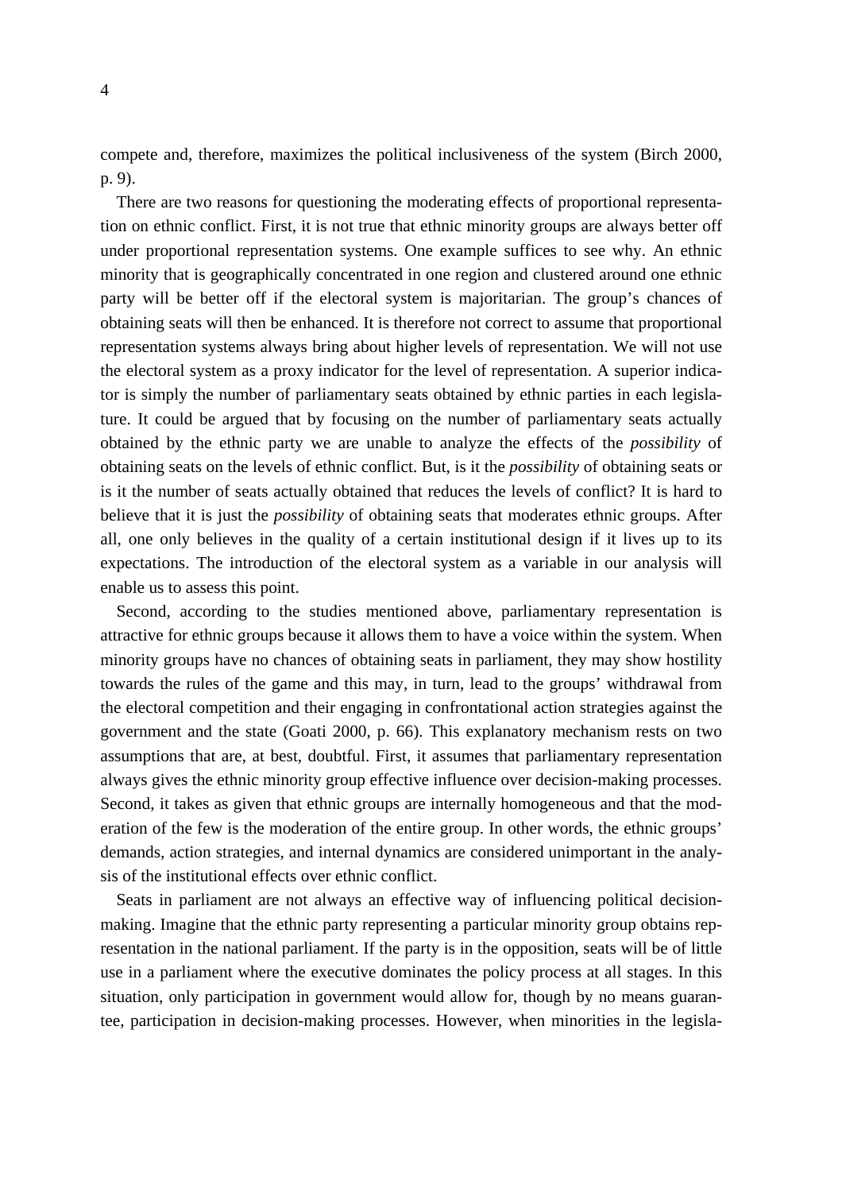compete and, therefore, maximizes the political inclusiveness of the system (Birch 2000, p. 9).

There are two reasons for questioning the moderating effects of proportional representation on ethnic conflict. First, it is not true that ethnic minority groups are always better off under proportional representation systems. One example suffices to see why. An ethnic minority that is geographically concentrated in one region and clustered around one ethnic party will be better off if the electoral system is majoritarian. The group's chances of obtaining seats will then be enhanced. It is therefore not correct to assume that proportional representation systems always bring about higher levels of representation. We will not use the electoral system as a proxy indicator for the level of representation. A superior indicator is simply the number of parliamentary seats obtained by ethnic parties in each legislature. It could be argued that by focusing on the number of parliamentary seats actually obtained by the ethnic party we are unable to analyze the effects of the *possibility* of obtaining seats on the levels of ethnic conflict. But, is it the *possibility* of obtaining seats or is it the number of seats actually obtained that reduces the levels of conflict? It is hard to believe that it is just the *possibility* of obtaining seats that moderates ethnic groups. After all, one only believes in the quality of a certain institutional design if it lives up to its expectations. The introduction of the electoral system as a variable in our analysis will enable us to assess this point.

Second, according to the studies mentioned above, parliamentary representation is attractive for ethnic groups because it allows them to have a voice within the system. When minority groups have no chances of obtaining seats in parliament, they may show hostility towards the rules of the game and this may, in turn, lead to the groups' withdrawal from the electoral competition and their engaging in confrontational action strategies against the government and the state (Goati 2000, p. 66). This explanatory mechanism rests on two assumptions that are, at best, doubtful. First, it assumes that parliamentary representation always gives the ethnic minority group effective influence over decision-making processes. Second, it takes as given that ethnic groups are internally homogeneous and that the moderation of the few is the moderation of the entire group. In other words, the ethnic groups' demands, action strategies, and internal dynamics are considered unimportant in the analysis of the institutional effects over ethnic conflict.

Seats in parliament are not always an effective way of influencing political decision-making. Imagine that the ethnic party representing a particular minority group obtains representation in the national parliament. If the party is in the opposition, seats will be of little use in a parliament where the executive dominates the policy process at all stages. In this situation, only participation in government would allow for, though by no means guarantee, participation in decision-making processes. However, when minorities in the legisla-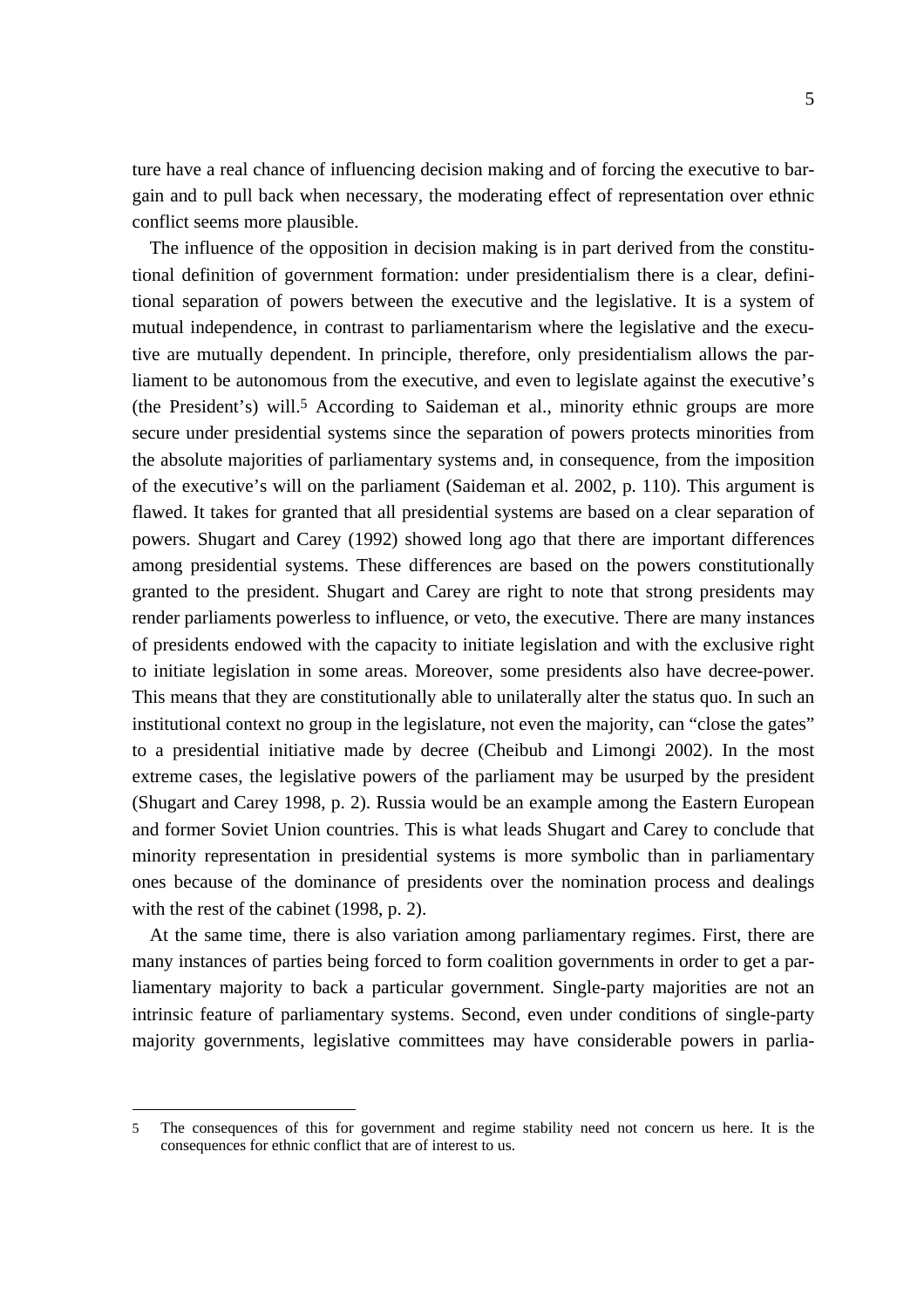ture have a real chance of influencing decision making and of forcing the executive to bargain and to pull back when necessary, the moderating effect of representation over ethnic conflict seems more plausible.

The influence of the opposition in decision making is in part derived from the constitutional definition of government formation: under presidentialism there is a clear, definitional separation of powers between the executive and the legislative. It is a system of mutual independence, in contrast to parliamentarism where the legislative and the executive are mutually dependent. In principle, therefore, only presidentialism allows the parliament to be autonomous from the executive, and even to legislate against the executive's (the President's) will.[5] According to Saideman et al., minority ethnic groups are more secure under presidential systems since the separation of powers protects minorities from the absolute majorities of parliamentary systems and, in consequence, from the imposition of the executive's will on the parliament (Saideman et al. 2002, p. 110). This argument is flawed. It takes for granted that all presidential systems are based on a clear separation of powers. Shugart and Carey (1992) showed long ago that there are important differences among presidential systems. These differences are based on the powers constitutionally granted to the president. Shugart and Carey are right to note that strong presidents may render parliaments powerless to influence, or veto, the executive. There are many instances of presidents endowed with the capacity to initiate legislation and with the exclusive right to initiate legislation in some areas. Moreover, some presidents also have decree-power. This means that they are constitutionally able to unilaterally alter the status quo. In such an institutional context no group in the legislature, not even the majority, can "close the gates" to a presidential initiative made by decree (Cheibub and Limongi 2002). In the most extreme cases, the legislative powers of the parliament may be usurped by the president (Shugart and Carey 1998, p. 2). Russia would be an example among the Eastern European and former Soviet Union countries. This is what leads Shugart and Carey to conclude that minority representation in presidential systems is more symbolic than in parliamentary ones because of the dominance of presidents over the nomination process and dealings with the rest of the cabinet (1998, p. 2).

At the same time, there is also variation among parliamentary regimes. First, there are many instances of parties being forced to form coalition governments in order to get a parliamentary majority to back a particular government. Single-party majorities are not an intrinsic feature of parliamentary systems. Second, even under conditions of single-party majority governments, legislative committees may have considerable powers in parlia-

---

[5] The consequences of this for government and regime stability need not concern us here. It is the consequences for ethnic conflict that are of interest to us.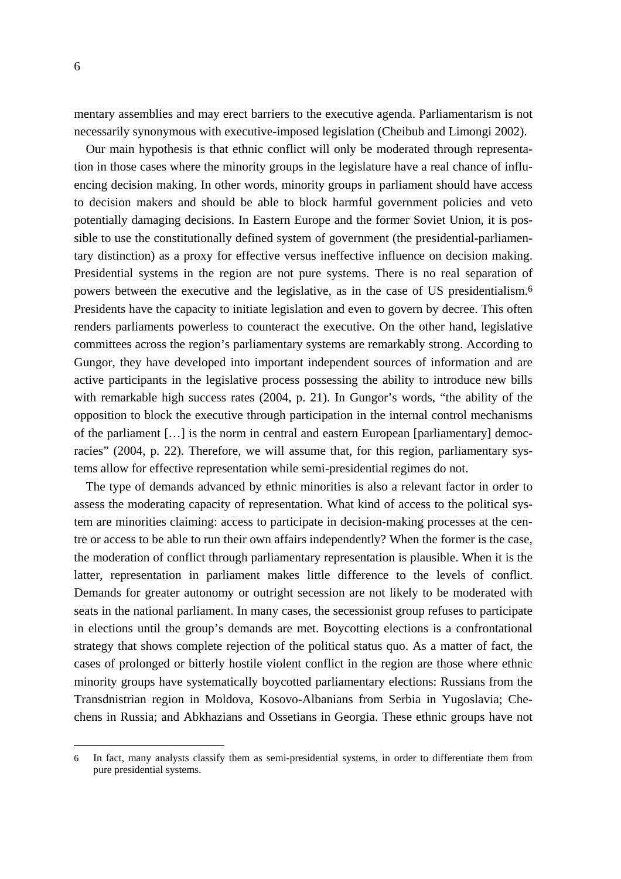mentary assemblies and may erect barriers to the executive agenda. Parliamentarism is not necessarily synonymous with executive-imposed legislation (Cheibub and Limongi 2002).

Our main hypothesis is that ethnic conflict will only be moderated through representation in those cases where the minority groups in the legislature have a real chance of influencing decision making. In other words, minority groups in parliament should have access to decision makers and should be able to block harmful government policies and veto potentially damaging decisions. In Eastern Europe and the former Soviet Union, it is possible to use the constitutionally defined system of government (the presidential-parliamentary distinction) as a proxy for effective versus ineffective influence on decision making. Presidential systems in the region are not pure systems. There is no real separation of powers between the executive and the legislative, as in the case of US presidentialism.[6] Presidents have the capacity to initiate legislation and even to govern by decree. This often renders parliaments powerless to counteract the executive. On the other hand, legislative committees across the region's parliamentary systems are remarkably strong. According to Gungor, they have developed into important independent sources of information and are active participants in the legislative process possessing the ability to introduce new bills with remarkable high success rates (2004, p. 21). In Gungor's words, "the ability of the opposition to block the executive through participation in the internal control mechanisms of the parliament […] is the norm in central and eastern European [parliamentary] democracies" (2004, p. 22). Therefore, we will assume that, for this region, parliamentary systems allow for effective representation while semi-presidential regimes do not.

The type of demands advanced by ethnic minorities is also a relevant factor in order to assess the moderating capacity of representation. What kind of access to the political system are minorities claiming: access to participate in decision-making processes at the centre or access to be able to run their own affairs independently? When the former is the case, the moderation of conflict through parliamentary representation is plausible. When it is the latter, representation in parliament makes little difference to the levels of conflict. Demands for greater autonomy or outright secession are not likely to be moderated with seats in the national parliament. In many cases, the secessionist group refuses to participate in elections until the group's demands are met. Boycotting elections is a confrontational strategy that shows complete rejection of the political status quo. As a matter of fact, the cases of prolonged or bitterly hostile violent conflict in the region are those where ethnic minority groups have systematically boycotted parliamentary elections: Russians from the Transdnistrian region in Moldova, Kosovo-Albanians from Serbia in Yugoslavia; Chechens in Russia; and Abkhazians and Ossetians in Georgia. These ethnic groups have not

---

6 In fact, many analysts classify them as semi-presidential systems, in order to differentiate them from pure presidential systems.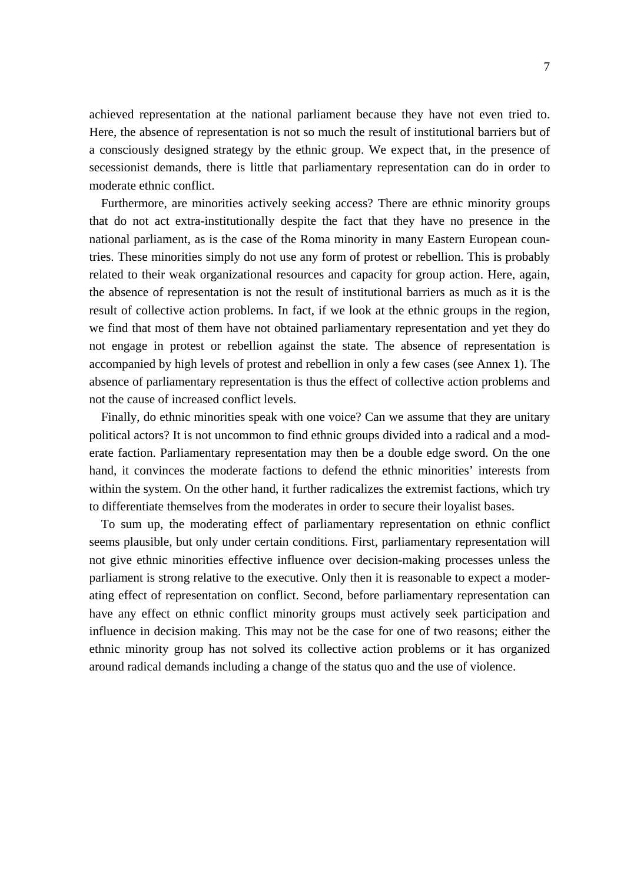achieved representation at the national parliament because they have not even tried to. Here, the absence of representation is not so much the result of institutional barriers but of a consciously designed strategy by the ethnic group. We expect that, in the presence of secessionist demands, there is little that parliamentary representation can do in order to moderate ethnic conflict.

Furthermore, are minorities actively seeking access? There are ethnic minority groups that do not act extra-institutionally despite the fact that they have no presence in the national parliament, as is the case of the Roma minority in many Eastern European countries. These minorities simply do not use any form of protest or rebellion. This is probably related to their weak organizational resources and capacity for group action. Here, again, the absence of representation is not the result of institutional barriers as much as it is the result of collective action problems. In fact, if we look at the ethnic groups in the region, we find that most of them have not obtained parliamentary representation and yet they do not engage in protest or rebellion against the state. The absence of representation is accompanied by high levels of protest and rebellion in only a few cases (see Annex 1). The absence of parliamentary representation is thus the effect of collective action problems and not the cause of increased conflict levels.

Finally, do ethnic minorities speak with one voice? Can we assume that they are unitary political actors? It is not uncommon to find ethnic groups divided into a radical and a moderate faction. Parliamentary representation may then be a double edge sword. On the one hand, it convinces the moderate factions to defend the ethnic minorities' interests from within the system. On the other hand, it further radicalizes the extremist factions, which try to differentiate themselves from the moderates in order to secure their loyalist bases.

To sum up, the moderating effect of parliamentary representation on ethnic conflict seems plausible, but only under certain conditions. First, parliamentary representation will not give ethnic minorities effective influence over decision-making processes unless the parliament is strong relative to the executive. Only then it is reasonable to expect a moderating effect of representation on conflict. Second, before parliamentary representation can have any effect on ethnic conflict minority groups must actively seek participation and influence in decision making. This may not be the case for one of two reasons; either the ethnic minority group has not solved its collective action problems or it has organized around radical demands including a change of the status quo and the use of violence.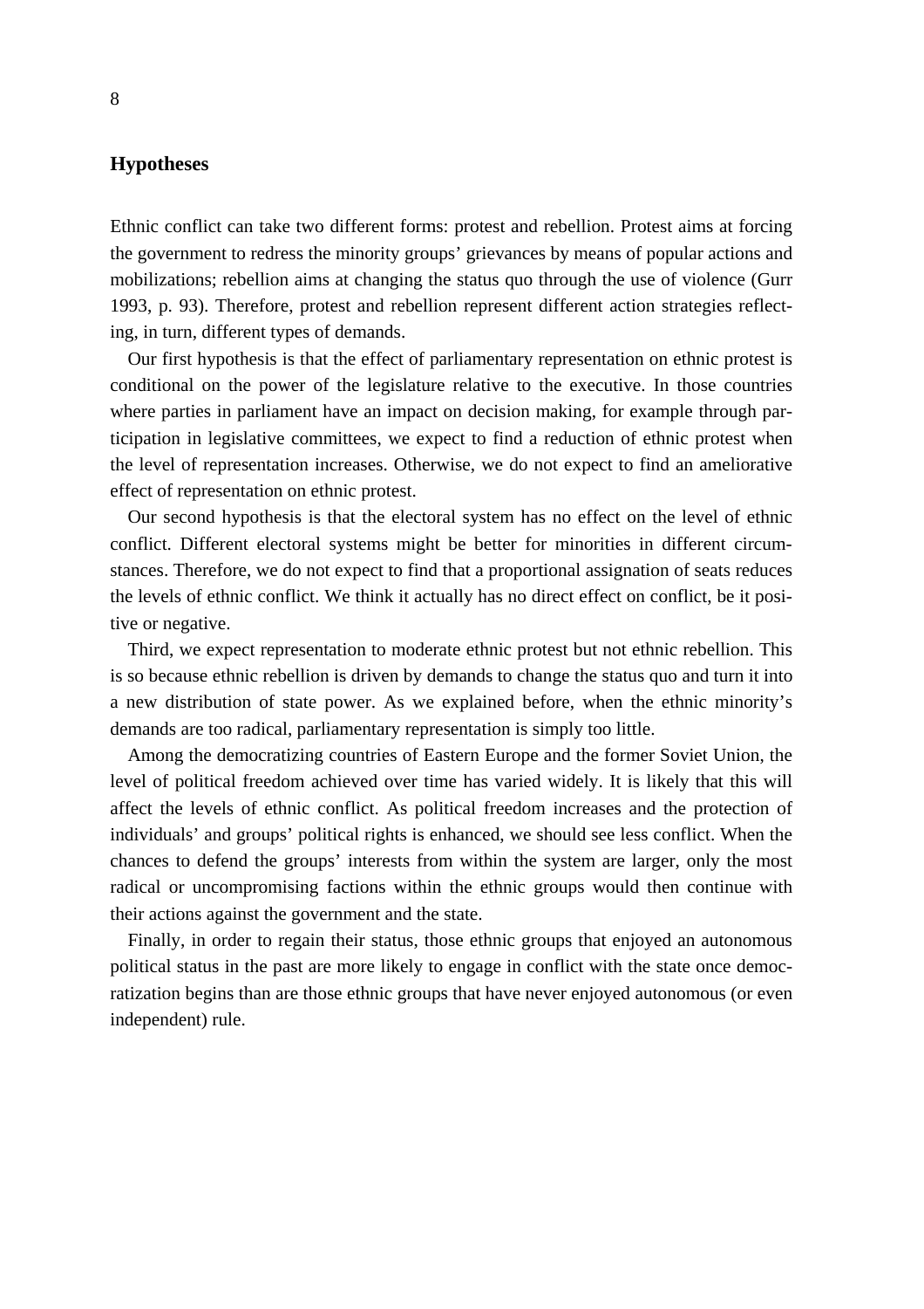## Hypotheses

Ethnic conflict can take two different forms: protest and rebellion. Protest aims at forcing the government to redress the minority groups' grievances by means of popular actions and mobilizations; rebellion aims at changing the status quo through the use of violence (Gurr 1993, p. 93). Therefore, protest and rebellion represent different action strategies reflecting, in turn, different types of demands.

Our first hypothesis is that the effect of parliamentary representation on ethnic protest is conditional on the power of the legislature relative to the executive. In those countries where parties in parliament have an impact on decision making, for example through participation in legislative committees, we expect to find a reduction of ethnic protest when the level of representation increases. Otherwise, we do not expect to find an ameliorative effect of representation on ethnic protest.

Our second hypothesis is that the electoral system has no effect on the level of ethnic conflict. Different electoral systems might be better for minorities in different circumstances. Therefore, we do not expect to find that a proportional assignation of seats reduces the levels of ethnic conflict. We think it actually has no direct effect on conflict, be it positive or negative.

Third, we expect representation to moderate ethnic protest but not ethnic rebellion. This is so because ethnic rebellion is driven by demands to change the status quo and turn it into a new distribution of state power. As we explained before, when the ethnic minority's demands are too radical, parliamentary representation is simply too little.

Among the democratizing countries of Eastern Europe and the former Soviet Union, the level of political freedom achieved over time has varied widely. It is likely that this will affect the levels of ethnic conflict. As political freedom increases and the protection of individuals' and groups' political rights is enhanced, we should see less conflict. When the chances to defend the groups' interests from within the system are larger, only the most radical or uncompromising factions within the ethnic groups would then continue with their actions against the government and the state.

Finally, in order to regain their status, those ethnic groups that enjoyed an autonomous political status in the past are more likely to engage in conflict with the state once democratization begins than are those ethnic groups that have never enjoyed autonomous (or even independent) rule.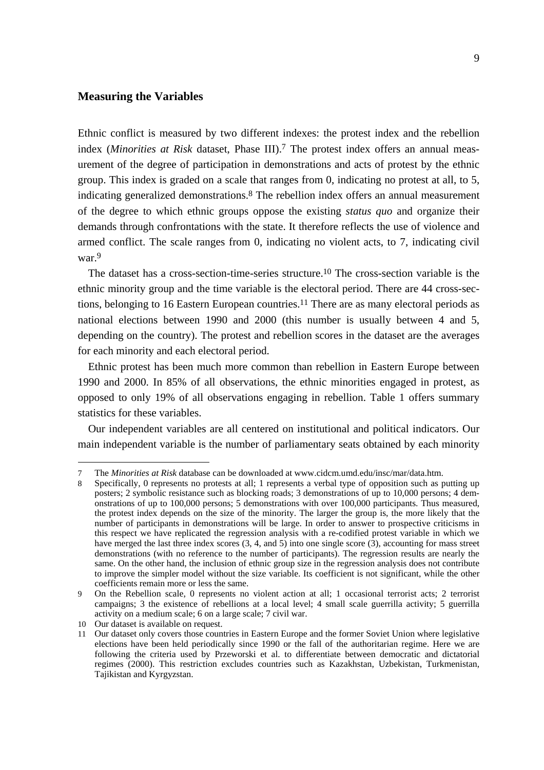## Measuring the Variables

Ethnic conflict is measured by two different indexes: the protest index and the rebellion index (*Minorities at Risk* dataset, Phase III).[7] The protest index offers an annual measurement of the degree of participation in demonstrations and acts of protest by the ethnic group. This index is graded on a scale that ranges from 0, indicating no protest at all, to 5, indicating generalized demonstrations.[8] The rebellion index offers an annual measurement of the degree to which ethnic groups oppose the existing *status quo* and organize their demands through confrontations with the state. It therefore reflects the use of violence and armed conflict. The scale ranges from 0, indicating no violent acts, to 7, indicating civil war.[9]

The dataset has a cross-section-time-series structure.[10] The cross-section variable is the ethnic minority group and the time variable is the electoral period. There are 44 cross-sections, belonging to 16 Eastern European countries.[11] There are as many electoral periods as national elections between 1990 and 2000 (this number is usually between 4 and 5, depending on the country). The protest and rebellion scores in the dataset are the averages for each minority and each electoral period.

Ethnic protest has been much more common than rebellion in Eastern Europe between 1990 and 2000. In 85% of all observations, the ethnic minorities engaged in protest, as opposed to only 19% of all observations engaging in rebellion. Table 1 offers summary statistics for these variables.

Our independent variables are all centered on institutional and political indicators. Our main independent variable is the number of parliamentary seats obtained by each minority

---

7 The *Minorities at Risk* database can be downloaded at www.cidcm.umd.edu/insc/mar/data.htm.

8 Specifically, 0 represents no protests at all; 1 represents a verbal type of opposition such as putting up posters; 2 symbolic resistance such as blocking roads; 3 demonstrations of up to 10,000 persons; 4 demonstrations of up to 100,000 persons; 5 demonstrations with over 100,000 participants. Thus measured, the protest index depends on the size of the minority. The larger the group is, the more likely that the number of participants in demonstrations will be large. In order to answer to prospective criticisms in this respect we have replicated the regression analysis with a re-codified protest variable in which we have merged the last three index scores (3, 4, and 5) into one single score (3), accounting for mass street demonstrations (with no reference to the number of participants). The regression results are nearly the same. On the other hand, the inclusion of ethnic group size in the regression analysis does not contribute to improve the simpler model without the size variable. Its coefficient is not significant, while the other coefficients remain more or less the same.

9 On the Rebellion scale, 0 represents no violent action at all; 1 occasional terrorist acts; 2 terrorist campaigns; 3 the existence of rebellions at a local level; 4 small scale guerrilla activity; 5 guerrilla activity on a medium scale; 6 on a large scale; 7 civil war.

10 Our dataset is available on request.

11 Our dataset only covers those countries in Eastern Europe and the former Soviet Union where legislative elections have been held periodically since 1990 or the fall of the authoritarian regime. Here we are following the criteria used by Przeworski et al. to differentiate between democratic and dictatorial regimes (2000). This restriction excludes countries such as Kazakhstan, Uzbekistan, Turkmenistan, Tajikistan and Kyrgyzstan.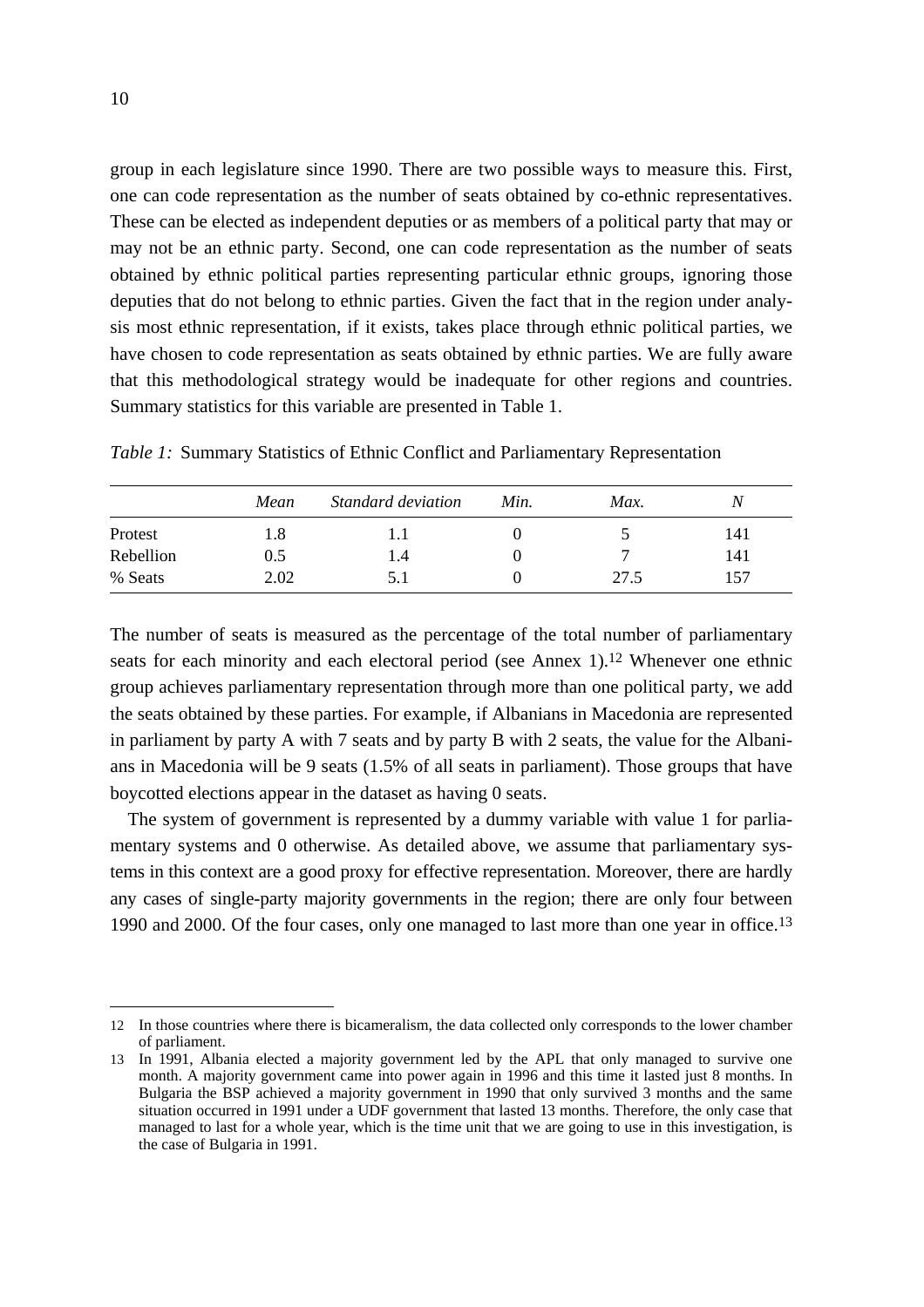group in each legislature since 1990. There are two possible ways to measure this. First, one can code representation as the number of seats obtained by co-ethnic representatives. These can be elected as independent deputies or as members of a political party that may or may not be an ethnic party. Second, one can code representation as the number of seats obtained by ethnic political parties representing particular ethnic groups, ignoring those deputies that do not belong to ethnic parties. Given the fact that in the region under analysis most ethnic representation, if it exists, takes place through ethnic political parties, we have chosen to code representation as seats obtained by ethnic parties. We are fully aware that this methodological strategy would be inadequate for other regions and countries. Summary statistics for this variable are presented in Table 1.

*Table 1:* Summary Statistics of Ethnic Conflict and Parliamentary Representation

| | *Mean* | *Standard deviation* | *Min.* | *Max.* | *N* |
|---|---|---|---|---|---|
| Protest | 1.8 | 1.1 | 0 | 5 | 141 |
| Rebellion | 0.5 | 1.4 | 0 | 7 | 141 |
| % Seats | 2.02 | 5.1 | 0 | 27.5 | 157 |

The number of seats is measured as the percentage of the total number of parliamentary seats for each minority and each electoral period (see Annex 1).[12] Whenever one ethnic group achieves parliamentary representation through more than one political party, we add the seats obtained by these parties. For example, if Albanians in Macedonia are represented in parliament by party A with 7 seats and by party B with 2 seats, the value for the Albanians in Macedonia will be 9 seats (1.5% of all seats in parliament). Those groups that have boycotted elections appear in the dataset as having 0 seats.

The system of government is represented by a dummy variable with value 1 for parliamentary systems and 0 otherwise. As detailed above, we assume that parliamentary systems in this context are a good proxy for effective representation. Moreover, there are hardly any cases of single-party majority governments in the region; there are only four between 1990 and 2000. Of the four cases, only one managed to last more than one year in office.[13]

---

12 In those countries where there is bicameralism, the data collected only corresponds to the lower chamber of parliament.

13 In 1991, Albania elected a majority government led by the APL that only managed to survive one month. A majority government came into power again in 1996 and this time it lasted just 8 months. In Bulgaria the BSP achieved a majority government in 1990 that only survived 3 months and the same situation occurred in 1991 under a UDF government that lasted 13 months. Therefore, the only case that managed to last for a whole year, which is the time unit that we are going to use in this investigation, is the case of Bulgaria in 1991.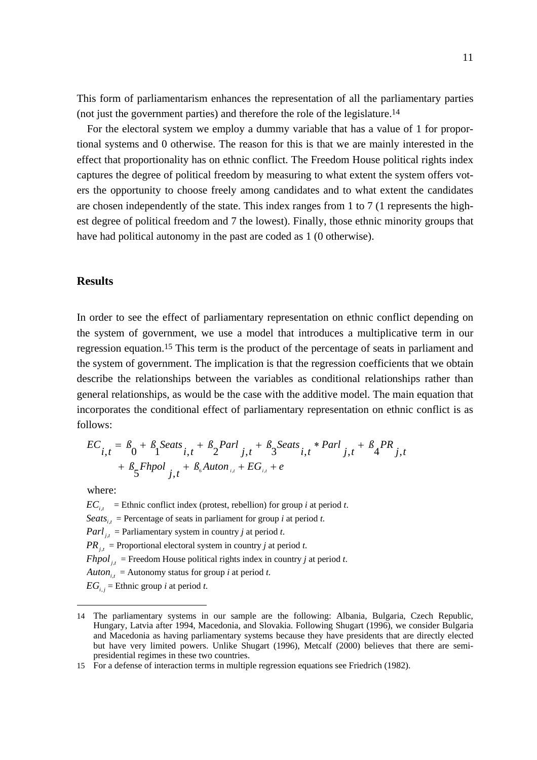This form of parliamentarism enhances the representation of all the parliamentary parties (not just the government parties) and therefore the role of the legislature.[14]

For the electoral system we employ a dummy variable that has a value of 1 for proportional systems and 0 otherwise. The reason for this is that we are mainly interested in the effect that proportionality has on ethnic conflict. The Freedom House political rights index captures the degree of political freedom by measuring to what extent the system offers voters the opportunity to choose freely among candidates and to what extent the candidates are chosen independently of the state. This index ranges from 1 to 7 (1 represents the highest degree of political freedom and 7 the lowest). Finally, those ethnic minority groups that have had political autonomy in the past are coded as 1 (0 otherwise).

## Results

In order to see the effect of parliamentary representation on ethnic conflict depending on the system of government, we use a model that introduces a multiplicative term in our regression equation.[15] This term is the product of the percentage of seats in parliament and the system of government. The implication is that the regression coefficients that we obtain describe the relationships between the variables as conditional relationships rather than general relationships, as would be the case with the additive model. The main equation that incorporates the conditional effect of parliamentary representation on ethnic conflict is as follows:

$$EC_{i,t} = ß_0 + ß_1 Seats_{i,t} + ß_2 Parl_{j,t} + ß_3 Seats_{i,t} * Parl_{j,t} + ß_4 PR_{j,t} + ß_5 Fhpol_{j,t} + ß_6 Auton_{i,t} + EG_{i,t} + e$$

where:

$EC_{i,t}$ = Ethnic conflict index (protest, rebellion) for group *i* at period *t*.

$Seats_{i,t}$ = Percentage of seats in parliament for group *i* at period *t*.

$Parl_{j,t}$ = Parliamentary system in country *j* at period *t*.

$PR_{j,t}$ = Proportional electoral system in country *j* at period *t*.

$Fhpol_{j,t}$ = Freedom House political rights index in country *j* at period *t*.

$Auton_{i,t}$ = Autonomy status for group *i* at period *t*.

$EG_{i,j}$ = Ethnic group *i* at period *t*.

---

14 The parliamentary systems in our sample are the following: Albania, Bulgaria, Czech Republic, Hungary, Latvia after 1994, Macedonia, and Slovakia. Following Shugart (1996), we consider Bulgaria and Macedonia as having parliamentary systems because they have presidents that are directly elected but have very limited powers. Unlike Shugart (1996), Metcalf (2000) believes that there are semi-presidential regimes in these two countries.

15 For a defense of interaction terms in multiple regression equations see Friedrich (1982).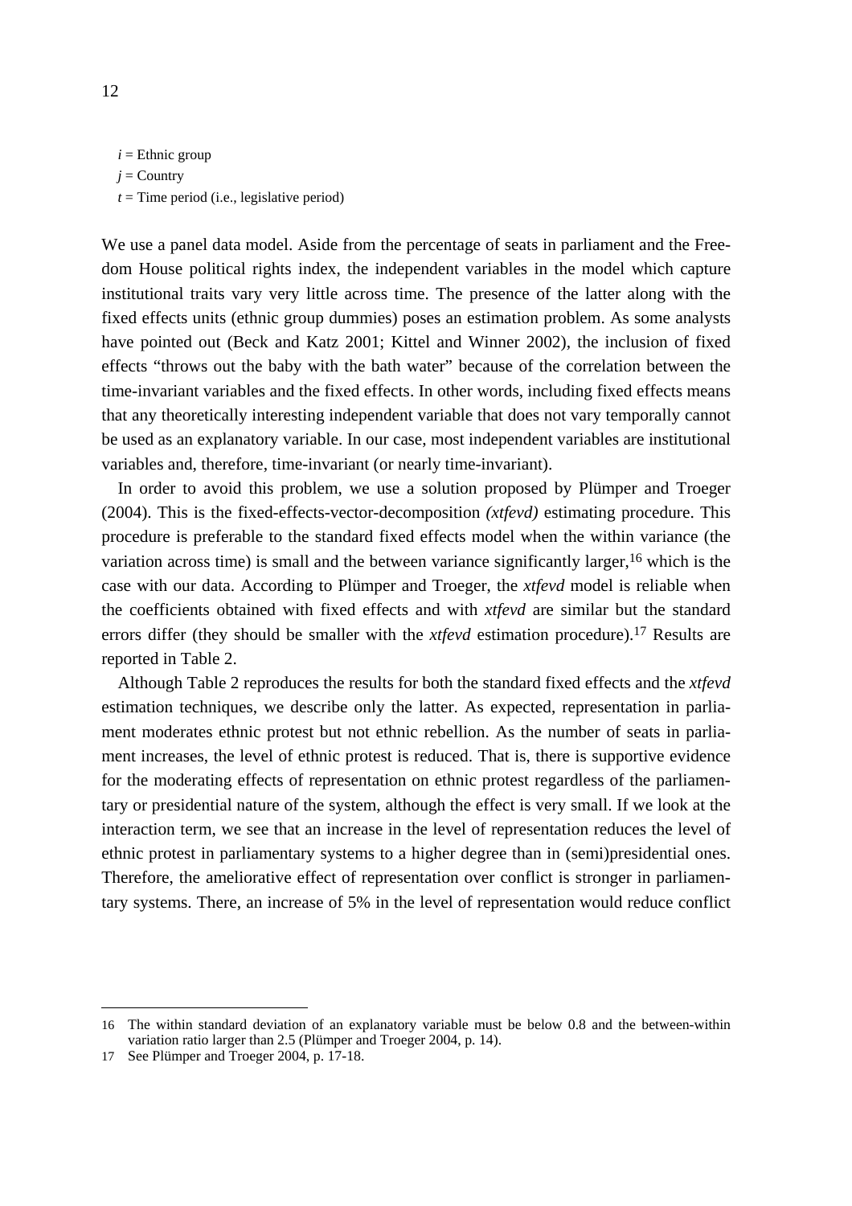$i$ = Ethnic group
$j$ = Country
$t$ = Time period (i.e., legislative period)

We use a panel data model. Aside from the percentage of seats in parliament and the Freedom House political rights index, the independent variables in the model which capture institutional traits vary very little across time. The presence of the latter along with the fixed effects units (ethnic group dummies) poses an estimation problem. As some analysts have pointed out (Beck and Katz 2001; Kittel and Winner 2002), the inclusion of fixed effects "throws out the baby with the bath water" because of the correlation between the time-invariant variables and the fixed effects. In other words, including fixed effects means that any theoretically interesting independent variable that does not vary temporally cannot be used as an explanatory variable. In our case, most independent variables are institutional variables and, therefore, time-invariant (or nearly time-invariant).

In order to avoid this problem, we use a solution proposed by Plümper and Troeger (2004). This is the fixed-effects-vector-decomposition *(xtfevd)* estimating procedure. This procedure is preferable to the standard fixed effects model when the within variance (the variation across time) is small and the between variance significantly larger,[16] which is the case with our data. According to Plümper and Troeger, the *xtfevd* model is reliable when the coefficients obtained with fixed effects and with *xtfevd* are similar but the standard errors differ (they should be smaller with the *xtfevd* estimation procedure).[17] Results are reported in Table 2.

Although Table 2 reproduces the results for both the standard fixed effects and the *xtfevd* estimation techniques, we describe only the latter. As expected, representation in parliament moderates ethnic protest but not ethnic rebellion. As the number of seats in parliament increases, the level of ethnic protest is reduced. That is, there is supportive evidence for the moderating effects of representation on ethnic protest regardless of the parliamentary or presidential nature of the system, although the effect is very small. If we look at the interaction term, we see that an increase in the level of representation reduces the level of ethnic protest in parliamentary systems to a higher degree than in (semi)presidential ones. Therefore, the ameliorative effect of representation over conflict is stronger in parliamentary systems. There, an increase of 5% in the level of representation would reduce conflict

---

16 The within standard deviation of an explanatory variable must be below 0.8 and the between-within variation ratio larger than 2.5 (Plümper and Troeger 2004, p. 14).

17 See Plümper and Troeger 2004, p. 17-18.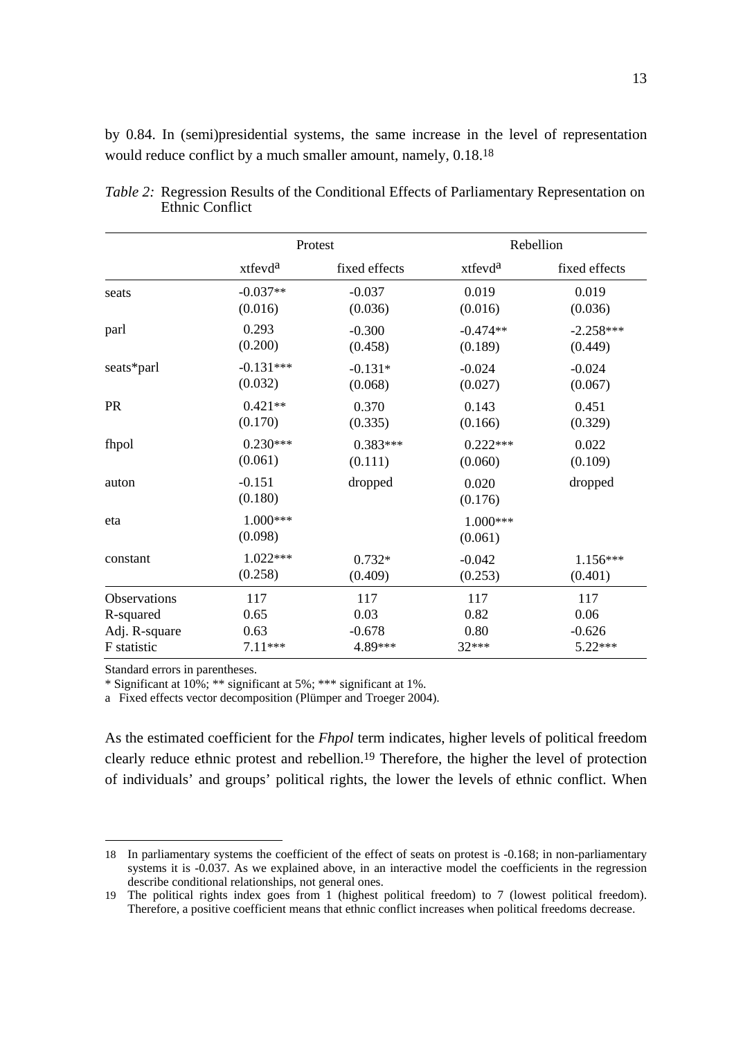by 0.84. In (semi)presidential systems, the same increase in the level of representation would reduce conflict by a much smaller amount, namely, 0.18.[18]

*Table 2:* Regression Results of the Conditional Effects of Parliamentary Representation on Ethnic Conflict

| | Protest | | Rebellion | |
|---|---|---|---|---|
| | xtfevd[a] | fixed effects | xtfevd[a] | fixed effects |
| seats | -0.037** | -0.037 | 0.019 | 0.019 |
| | (0.016) | (0.036) | (0.016) | (0.036) |
| parl | 0.293 | -0.300 | -0.474** | -2.258*** |
| | (0.200) | (0.458) | (0.189) | (0.449) |
| seats*parl | -0.131*** | -0.131* | -0.024 | -0.024 |
| | (0.032) | (0.068) | (0.027) | (0.067) |
| PR | 0.421** | 0.370 | 0.143 | 0.451 |
| | (0.170) | (0.335) | (0.166) | (0.329) |
| fhpol | 0.230*** | 0.383*** | 0.222*** | 0.022 |
| | (0.061) | (0.111) | (0.060) | (0.109) |
| auton | -0.151 | dropped | 0.020 | dropped |
| | (0.180) | | (0.176) | |
| eta | 1.000*** | | 1.000*** | |
| | (0.098) | | (0.061) | |
| constant | 1.022*** | 0.732* | -0.042 | 1.156*** |
| | (0.258) | (0.409) | (0.253) | (0.401) |
| Observations | 117 | 117 | 117 | 117 |
| R-squared | 0.65 | 0.03 | 0.82 | 0.06 |
| Adj. R-square | 0.63 | -0.678 | 0.80 | -0.626 |
| F statistic | 7.11*** | 4.89*** | 32*** | 5.22*** |

Standard errors in parentheses.

* Significant at 10%; ** significant at 5%; *** significant at 1%.

a Fixed effects vector decomposition (Plümper and Troeger 2004).

As the estimated coefficient for the *Fhpol* term indicates, higher levels of political freedom clearly reduce ethnic protest and rebellion.[19] Therefore, the higher the level of protection of individuals' and groups' political rights, the lower the levels of ethnic conflict. When

---

18 In parliamentary systems the coefficient of the effect of seats on protest is -0.168; in non-parliamentary systems it is -0.037. As we explained above, in an interactive model the coefficients in the regression describe conditional relationships, not general ones.

19 The political rights index goes from 1 (highest political freedom) to 7 (lowest political freedom). Therefore, a positive coefficient means that ethnic conflict increases when political freedoms decrease.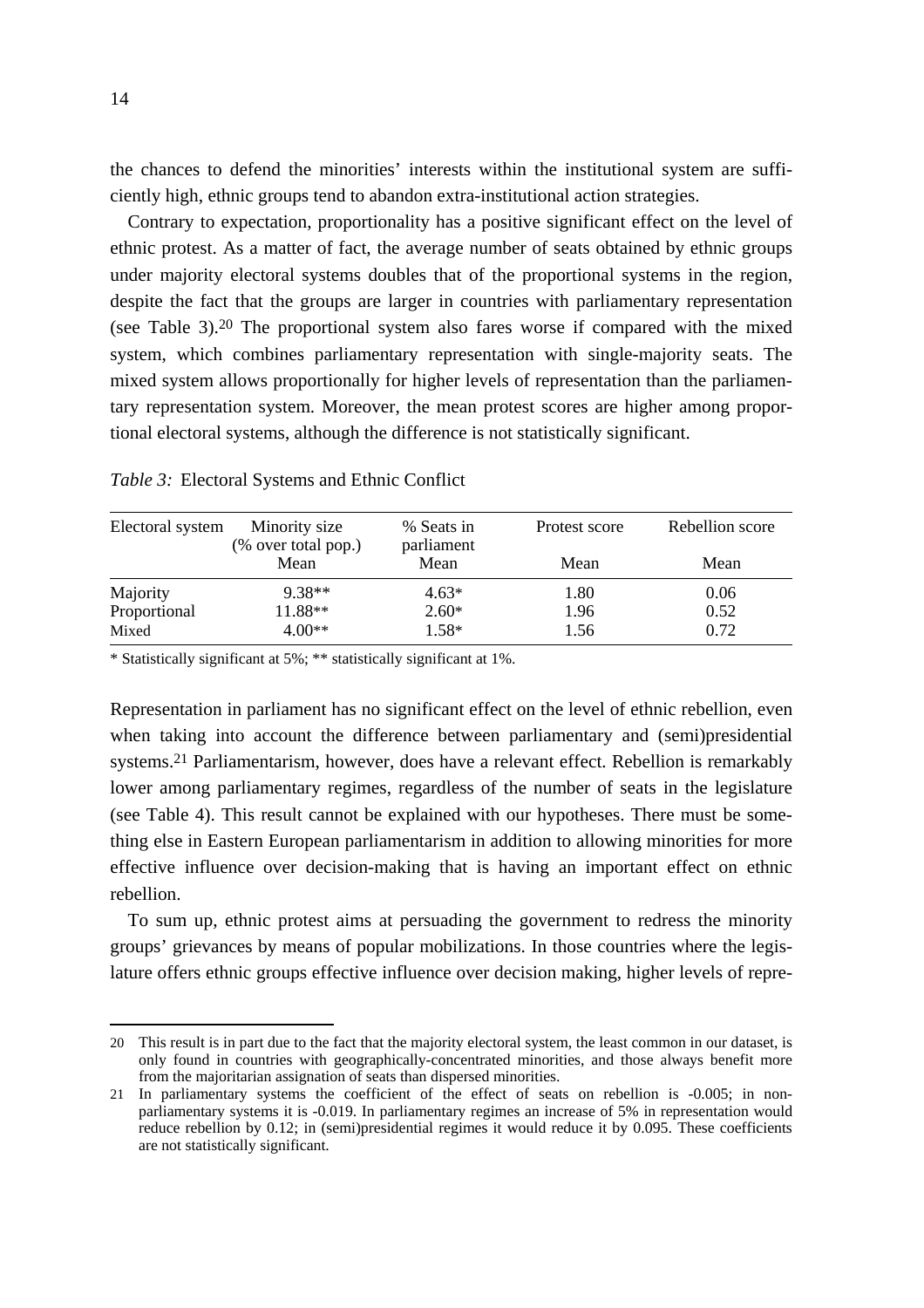the chances to defend the minorities' interests within the institutional system are sufficiently high, ethnic groups tend to abandon extra-institutional action strategies.

Contrary to expectation, proportionality has a positive significant effect on the level of ethnic protest. As a matter of fact, the average number of seats obtained by ethnic groups under majority electoral systems doubles that of the proportional systems in the region, despite the fact that the groups are larger in countries with parliamentary representation (see Table 3).[20] The proportional system also fares worse if compared with the mixed system, which combines parliamentary representation with single-majority seats. The mixed system allows proportionally for higher levels of representation than the parliamentary representation system. Moreover, the mean protest scores are higher among proportional electoral systems, although the difference is not statistically significant.

*Table 3:* Electoral Systems and Ethnic Conflict

| Electoral system | Minority size (% over total pop.) Mean | % Seats in parliament Mean | Protest score Mean | Rebellion score Mean |
|---|---|---|---|---|
| Majority | 9.38** | 4.63* | 1.80 | 0.06 |
| Proportional | 11.88** | 2.60* | 1.96 | 0.52 |
| Mixed | 4.00** | 1.58* | 1.56 | 0.72 |

\* Statistically significant at 5%; ** statistically significant at 1%.

Representation in parliament has no significant effect on the level of ethnic rebellion, even when taking into account the difference between parliamentary and (semi)presidential systems.[21] Parliamentarism, however, does have a relevant effect. Rebellion is remarkably lower among parliamentary regimes, regardless of the number of seats in the legislature (see Table 4). This result cannot be explained with our hypotheses. There must be something else in Eastern European parliamentarism in addition to allowing minorities for more effective influence over decision-making that is having an important effect on ethnic rebellion.

To sum up, ethnic protest aims at persuading the government to redress the minority groups' grievances by means of popular mobilizations. In those countries where the legislature offers ethnic groups effective influence over decision making, higher levels of repre-

---

20 This result is in part due to the fact that the majority electoral system, the least common in our dataset, is only found in countries with geographically-concentrated minorities, and those always benefit more from the majoritarian assignation of seats than dispersed minorities.

21 In parliamentary systems the coefficient of the effect of seats on rebellion is -0.005; in non-parliamentary systems it is -0.019. In parliamentary regimes an increase of 5% in representation would reduce rebellion by 0.12; in (semi)presidential regimes it would reduce it by 0.095. These coefficients are not statistically significant.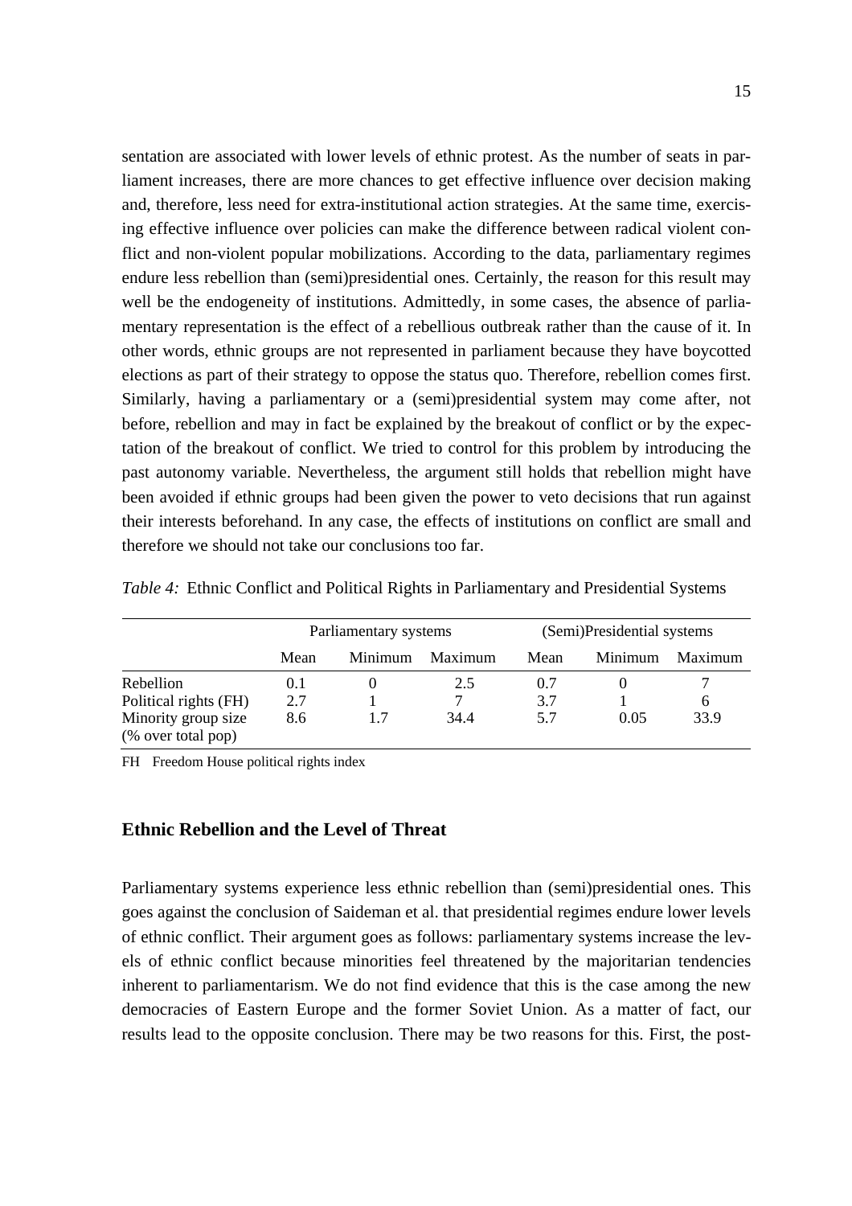sentation are associated with lower levels of ethnic protest. As the number of seats in parliament increases, there are more chances to get effective influence over decision making and, therefore, less need for extra-institutional action strategies. At the same time, exercising effective influence over policies can make the difference between radical violent conflict and non-violent popular mobilizations. According to the data, parliamentary regimes endure less rebellion than (semi)presidential ones. Certainly, the reason for this result may well be the endogeneity of institutions. Admittedly, in some cases, the absence of parliamentary representation is the effect of a rebellious outbreak rather than the cause of it. In other words, ethnic groups are not represented in parliament because they have boycotted elections as part of their strategy to oppose the status quo. Therefore, rebellion comes first. Similarly, having a parliamentary or a (semi)presidential system may come after, not before, rebellion and may in fact be explained by the breakout of conflict or by the expectation of the breakout of conflict. We tried to control for this problem by introducing the past autonomy variable. Nevertheless, the argument still holds that rebellion might have been avoided if ethnic groups had been given the power to veto decisions that run against their interests beforehand. In any case, the effects of institutions on conflict are small and therefore we should not take our conclusions too far.

*Table 4:* Ethnic Conflict and Political Rights in Parliamentary and Presidential Systems

| | Parliamentary systems | | | (Semi)Presidential systems | | |
|---|---|---|---|---|---|---|
| | Mean | Minimum | Maximum | Mean | Minimum | Maximum |
| Rebellion | 0.1 | 0 | 2.5 | 0.7 | 0 | 7 |
| Political rights (FH) | 2.7 | 1 | 7 | 3.7 | 1 | 6 |
| Minority group size (% over total pop) | 8.6 | 1.7 | 34.4 | 5.7 | 0.05 | 33.9 |

FH Freedom House political rights index

## Ethnic Rebellion and the Level of Threat

Parliamentary systems experience less ethnic rebellion than (semi)presidential ones. This goes against the conclusion of Saideman et al. that presidential regimes endure lower levels of ethnic conflict. Their argument goes as follows: parliamentary systems increase the levels of ethnic conflict because minorities feel threatened by the majoritarian tendencies inherent to parliamentarism. We do not find evidence that this is the case among the new democracies of Eastern Europe and the former Soviet Union. As a matter of fact, our results lead to the opposite conclusion. There may be two reasons for this. First, the post-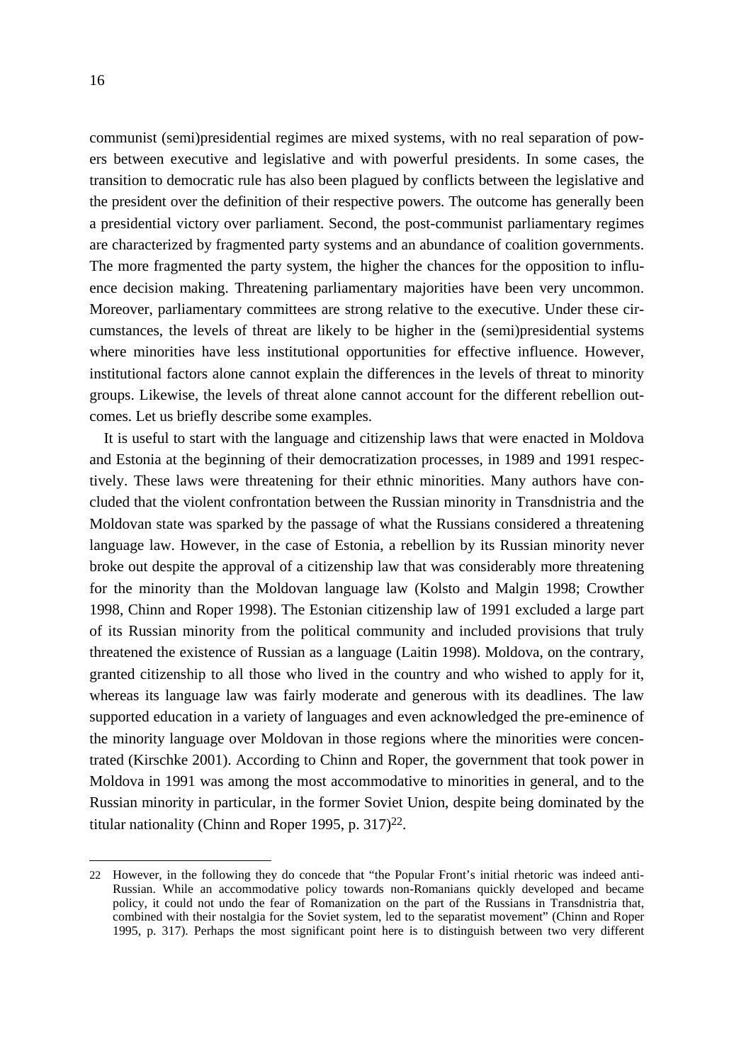communist (semi)presidential regimes are mixed systems, with no real separation of powers between executive and legislative and with powerful presidents. In some cases, the transition to democratic rule has also been plagued by conflicts between the legislative and the president over the definition of their respective powers. The outcome has generally been a presidential victory over parliament. Second, the post-communist parliamentary regimes are characterized by fragmented party systems and an abundance of coalition governments. The more fragmented the party system, the higher the chances for the opposition to influence decision making. Threatening parliamentary majorities have been very uncommon. Moreover, parliamentary committees are strong relative to the executive. Under these circumstances, the levels of threat are likely to be higher in the (semi)presidential systems where minorities have less institutional opportunities for effective influence. However, institutional factors alone cannot explain the differences in the levels of threat to minority groups. Likewise, the levels of threat alone cannot account for the different rebellion outcomes. Let us briefly describe some examples.

It is useful to start with the language and citizenship laws that were enacted in Moldova and Estonia at the beginning of their democratization processes, in 1989 and 1991 respectively. These laws were threatening for their ethnic minorities. Many authors have concluded that the violent confrontation between the Russian minority in Transdnistria and the Moldovan state was sparked by the passage of what the Russians considered a threatening language law. However, in the case of Estonia, a rebellion by its Russian minority never broke out despite the approval of a citizenship law that was considerably more threatening for the minority than the Moldovan language law (Kolsto and Malgin 1998; Crowther 1998, Chinn and Roper 1998). The Estonian citizenship law of 1991 excluded a large part of its Russian minority from the political community and included provisions that truly threatened the existence of Russian as a language (Laitin 1998). Moldova, on the contrary, granted citizenship to all those who lived in the country and who wished to apply for it, whereas its language law was fairly moderate and generous with its deadlines. The law supported education in a variety of languages and even acknowledged the pre-eminence of the minority language over Moldovan in those regions where the minorities were concentrated (Kirschke 2001). According to Chinn and Roper, the government that took power in Moldova in 1991 was among the most accommodative to minorities in general, and to the Russian minority in particular, in the former Soviet Union, despite being dominated by the titular nationality (Chinn and Roper 1995, p. 317)[22].

---

22 However, in the following they do concede that "the Popular Front's initial rhetoric was indeed anti-Russian. While an accommodative policy towards non-Romanians quickly developed and became policy, it could not undo the fear of Romanization on the part of the Russians in Transdnistria that, combined with their nostalgia for the Soviet system, led to the separatist movement" (Chinn and Roper 1995, p. 317). Perhaps the most significant point here is to distinguish between two very different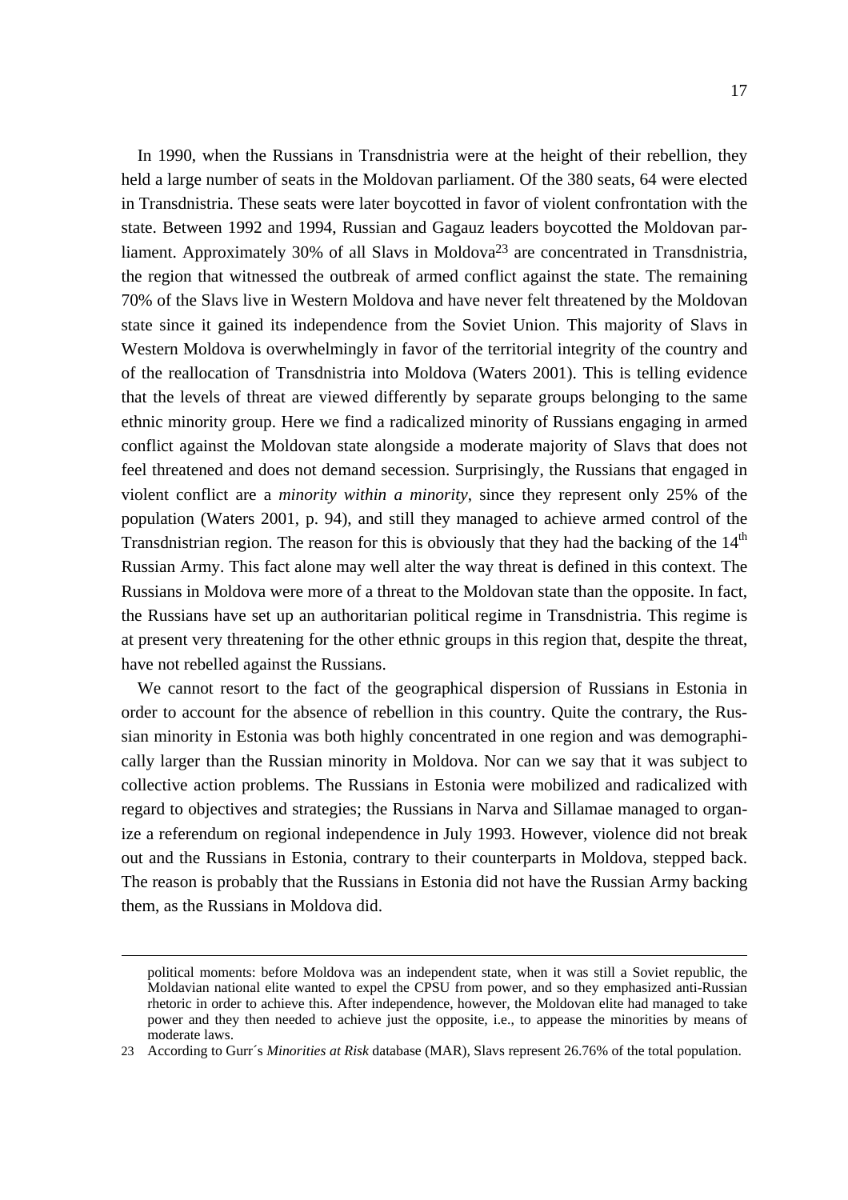In 1990, when the Russians in Transdnistria were at the height of their rebellion, they held a large number of seats in the Moldovan parliament. Of the 380 seats, 64 were elected in Transdnistria. These seats were later boycotted in favor of violent confrontation with the state. Between 1992 and 1994, Russian and Gagauz leaders boycotted the Moldovan parliament. Approximately 30% of all Slavs in Moldova[23] are concentrated in Transdnistria, the region that witnessed the outbreak of armed conflict against the state. The remaining 70% of the Slavs live in Western Moldova and have never felt threatened by the Moldovan state since it gained its independence from the Soviet Union. This majority of Slavs in Western Moldova is overwhelmingly in favor of the territorial integrity of the country and of the reallocation of Transdnistria into Moldova (Waters 2001). This is telling evidence that the levels of threat are viewed differently by separate groups belonging to the same ethnic minority group. Here we find a radicalized minority of Russians engaging in armed conflict against the Moldovan state alongside a moderate majority of Slavs that does not feel threatened and does not demand secession. Surprisingly, the Russians that engaged in violent conflict are a *minority within a minority*, since they represent only 25% of the population (Waters 2001, p. 94), and still they managed to achieve armed control of the Transdnistrian region. The reason for this is obviously that they had the backing of the 14th Russian Army. This fact alone may well alter the way threat is defined in this context. The Russians in Moldova were more of a threat to the Moldovan state than the opposite. In fact, the Russians have set up an authoritarian political regime in Transdnistria. This regime is at present very threatening for the other ethnic groups in this region that, despite the threat, have not rebelled against the Russians.

We cannot resort to the fact of the geographical dispersion of Russians in Estonia in order to account for the absence of rebellion in this country. Quite the contrary, the Russian minority in Estonia was both highly concentrated in one region and was demographically larger than the Russian minority in Moldova. Nor can we say that it was subject to collective action problems. The Russians in Estonia were mobilized and radicalized with regard to objectives and strategies; the Russians in Narva and Sillamae managed to organize a referendum on regional independence in July 1993. However, violence did not break out and the Russians in Estonia, contrary to their counterparts in Moldova, stepped back. The reason is probably that the Russians in Estonia did not have the Russian Army backing them, as the Russians in Moldova did.

---

political moments: before Moldova was an independent state, when it was still a Soviet republic, the Moldavian national elite wanted to expel the CPSU from power, and so they emphasized anti-Russian rhetoric in order to achieve this. After independence, however, the Moldovan elite had managed to take power and they then needed to achieve just the opposite, i.e., to appease the minorities by means of moderate laws.

23 According to Gurr´s *Minorities at Risk* database (MAR), Slavs represent 26.76% of the total population.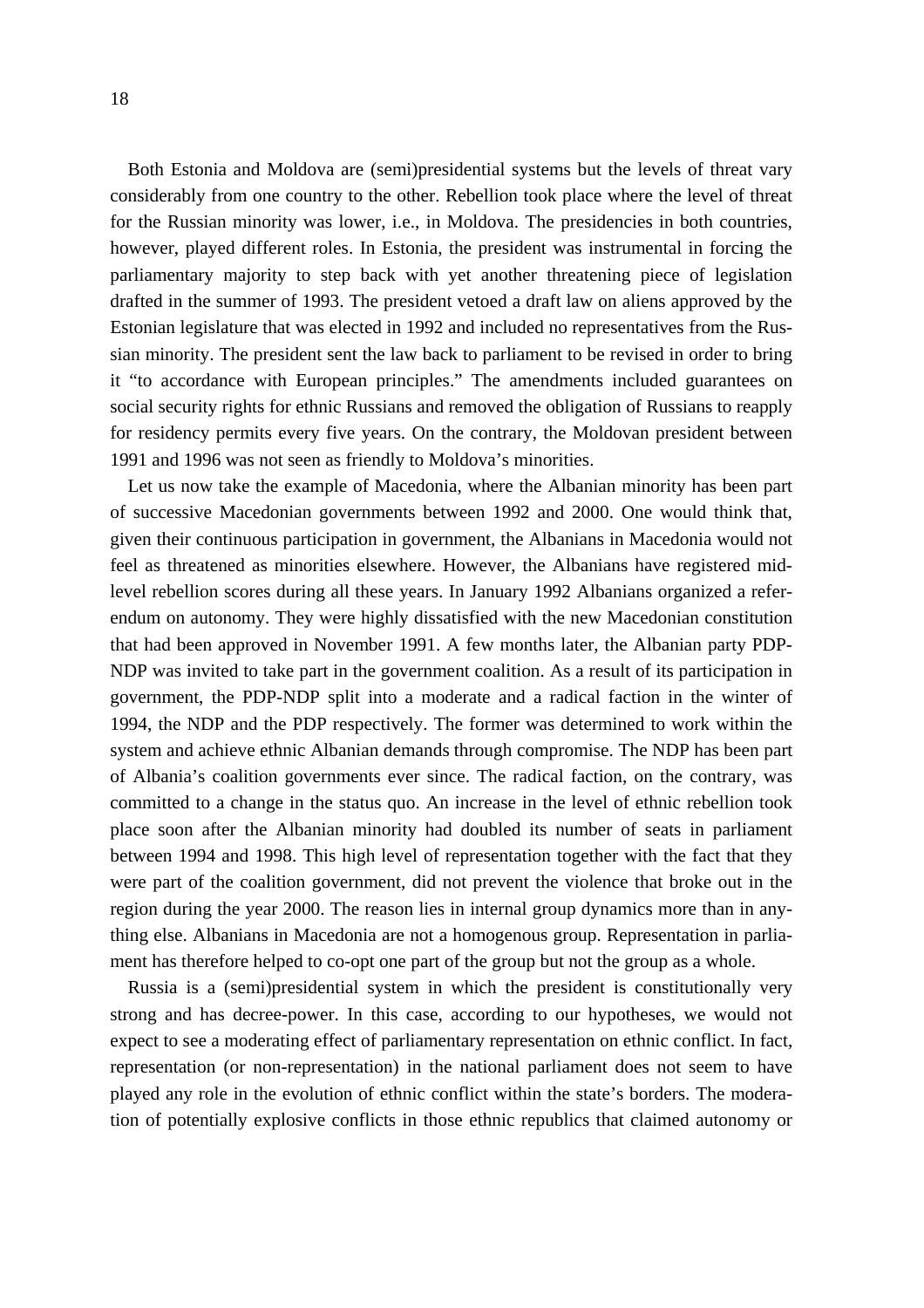Both Estonia and Moldova are (semi)presidential systems but the levels of threat vary considerably from one country to the other. Rebellion took place where the level of threat for the Russian minority was lower, i.e., in Moldova. The presidencies in both countries, however, played different roles. In Estonia, the president was instrumental in forcing the parliamentary majority to step back with yet another threatening piece of legislation drafted in the summer of 1993. The president vetoed a draft law on aliens approved by the Estonian legislature that was elected in 1992 and included no representatives from the Russian minority. The president sent the law back to parliament to be revised in order to bring it "to accordance with European principles." The amendments included guarantees on social security rights for ethnic Russians and removed the obligation of Russians to reapply for residency permits every five years. On the contrary, the Moldovan president between 1991 and 1996 was not seen as friendly to Moldova's minorities.

Let us now take the example of Macedonia, where the Albanian minority has been part of successive Macedonian governments between 1992 and 2000. One would think that, given their continuous participation in government, the Albanians in Macedonia would not feel as threatened as minorities elsewhere. However, the Albanians have registered mid-level rebellion scores during all these years. In January 1992 Albanians organized a referendum on autonomy. They were highly dissatisfied with the new Macedonian constitution that had been approved in November 1991. A few months later, the Albanian party PDP-NDP was invited to take part in the government coalition. As a result of its participation in government, the PDP-NDP split into a moderate and a radical faction in the winter of 1994, the NDP and the PDP respectively. The former was determined to work within the system and achieve ethnic Albanian demands through compromise. The NDP has been part of Albania's coalition governments ever since. The radical faction, on the contrary, was committed to a change in the status quo. An increase in the level of ethnic rebellion took place soon after the Albanian minority had doubled its number of seats in parliament between 1994 and 1998. This high level of representation together with the fact that they were part of the coalition government, did not prevent the violence that broke out in the region during the year 2000. The reason lies in internal group dynamics more than in anything else. Albanians in Macedonia are not a homogenous group. Representation in parliament has therefore helped to co-opt one part of the group but not the group as a whole.

Russia is a (semi)presidential system in which the president is constitutionally very strong and has decree-power. In this case, according to our hypotheses, we would not expect to see a moderating effect of parliamentary representation on ethnic conflict. In fact, representation (or non-representation) in the national parliament does not seem to have played any role in the evolution of ethnic conflict within the state's borders. The moderation of potentially explosive conflicts in those ethnic republics that claimed autonomy or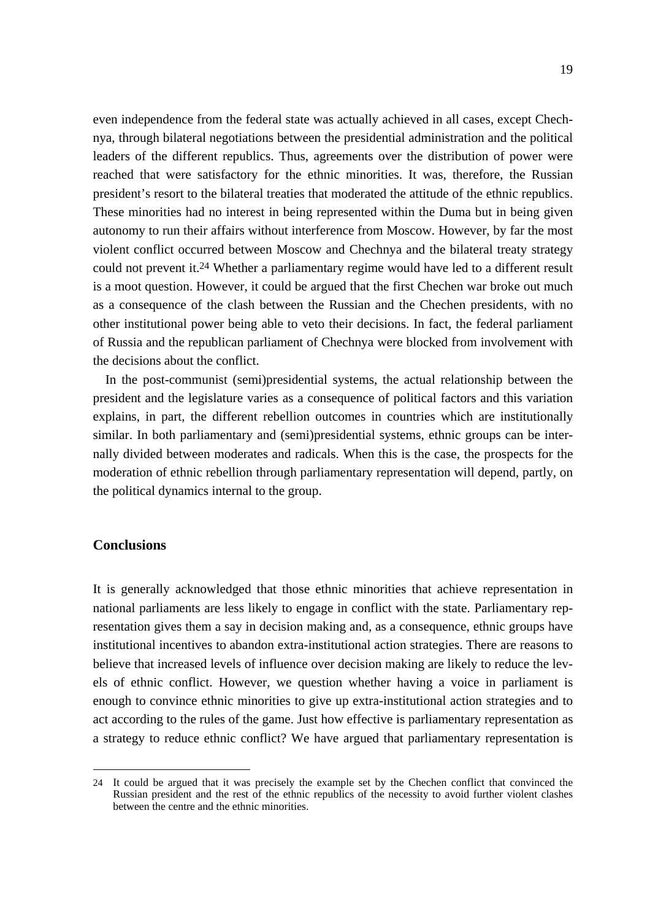even independence from the federal state was actually achieved in all cases, except Chechnya, through bilateral negotiations between the presidential administration and the political leaders of the different republics. Thus, agreements over the distribution of power were reached that were satisfactory for the ethnic minorities. It was, therefore, the Russian president's resort to the bilateral treaties that moderated the attitude of the ethnic republics. These minorities had no interest in being represented within the Duma but in being given autonomy to run their affairs without interference from Moscow. However, by far the most violent conflict occurred between Moscow and Chechnya and the bilateral treaty strategy could not prevent it.[24] Whether a parliamentary regime would have led to a different result is a moot question. However, it could be argued that the first Chechen war broke out much as a consequence of the clash between the Russian and the Chechen presidents, with no other institutional power being able to veto their decisions. In fact, the federal parliament of Russia and the republican parliament of Chechnya were blocked from involvement with the decisions about the conflict.

In the post-communist (semi)presidential systems, the actual relationship between the president and the legislature varies as a consequence of political factors and this variation explains, in part, the different rebellion outcomes in countries which are institutionally similar. In both parliamentary and (semi)presidential systems, ethnic groups can be internally divided between moderates and radicals. When this is the case, the prospects for the moderation of ethnic rebellion through parliamentary representation will depend, partly, on the political dynamics internal to the group.

## Conclusions

It is generally acknowledged that those ethnic minorities that achieve representation in national parliaments are less likely to engage in conflict with the state. Parliamentary representation gives them a say in decision making and, as a consequence, ethnic groups have institutional incentives to abandon extra-institutional action strategies. There are reasons to believe that increased levels of influence over decision making are likely to reduce the levels of ethnic conflict. However, we question whether having a voice in parliament is enough to convince ethnic minorities to give up extra-institutional action strategies and to act according to the rules of the game. Just how effective is parliamentary representation as a strategy to reduce ethnic conflict? We have argued that parliamentary representation is

---

24 It could be argued that it was precisely the example set by the Chechen conflict that convinced the Russian president and the rest of the ethnic republics of the necessity to avoid further violent clashes between the centre and the ethnic minorities.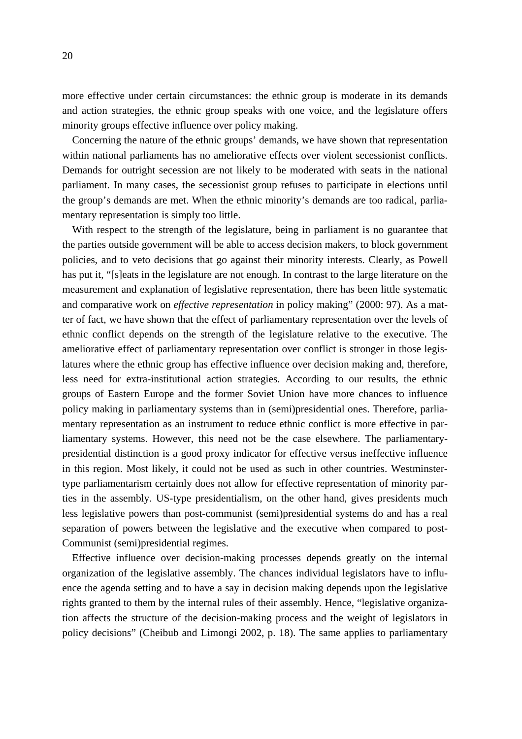more effective under certain circumstances: the ethnic group is moderate in its demands and action strategies, the ethnic group speaks with one voice, and the legislature offers minority groups effective influence over policy making.

Concerning the nature of the ethnic groups' demands, we have shown that representation within national parliaments has no ameliorative effects over violent secessionist conflicts. Demands for outright secession are not likely to be moderated with seats in the national parliament. In many cases, the secessionist group refuses to participate in elections until the group's demands are met. When the ethnic minority's demands are too radical, parliamentary representation is simply too little.

With respect to the strength of the legislature, being in parliament is no guarantee that the parties outside government will be able to access decision makers, to block government policies, and to veto decisions that go against their minority interests. Clearly, as Powell has put it, "[s]eats in the legislature are not enough. In contrast to the large literature on the measurement and explanation of legislative representation, there has been little systematic and comparative work on *effective representation* in policy making" (2000: 97). As a matter of fact, we have shown that the effect of parliamentary representation over the levels of ethnic conflict depends on the strength of the legislature relative to the executive. The ameliorative effect of parliamentary representation over conflict is stronger in those legislatures where the ethnic group has effective influence over decision making and, therefore, less need for extra-institutional action strategies. According to our results, the ethnic groups of Eastern Europe and the former Soviet Union have more chances to influence policy making in parliamentary systems than in (semi)presidential ones. Therefore, parliamentary representation as an instrument to reduce ethnic conflict is more effective in parliamentary systems. However, this need not be the case elsewhere. The parliamentary-presidential distinction is a good proxy indicator for effective versus ineffective influence in this region. Most likely, it could not be used as such in other countries. Westminster-type parliamentarism certainly does not allow for effective representation of minority parties in the assembly. US-type presidentialism, on the other hand, gives presidents much less legislative powers than post-communist (semi)presidential systems do and has a real separation of powers between the legislative and the executive when compared to post-Communist (semi)presidential regimes.

Effective influence over decision-making processes depends greatly on the internal organization of the legislative assembly. The chances individual legislators have to influence the agenda setting and to have a say in decision making depends upon the legislative rights granted to them by the internal rules of their assembly. Hence, "legislative organization affects the structure of the decision-making process and the weight of legislators in policy decisions" (Cheibub and Limongi 2002, p. 18). The same applies to parliamentary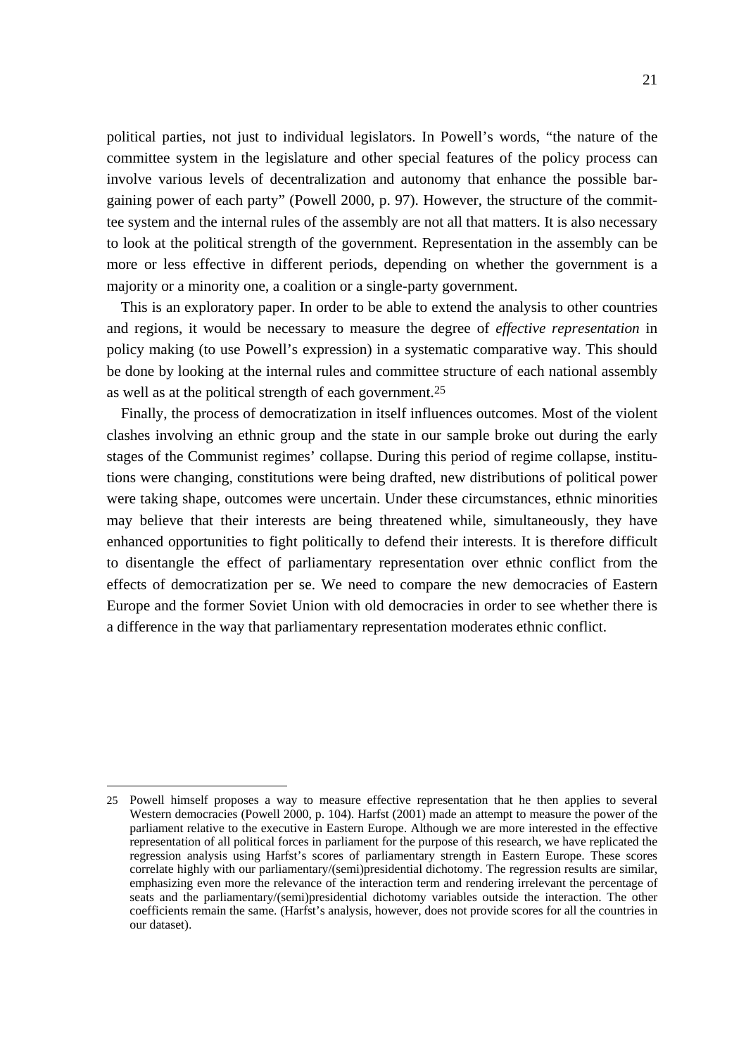political parties, not just to individual legislators. In Powell's words, "the nature of the committee system in the legislature and other special features of the policy process can involve various levels of decentralization and autonomy that enhance the possible bargaining power of each party" (Powell 2000, p. 97). However, the structure of the committee system and the internal rules of the assembly are not all that matters. It is also necessary to look at the political strength of the government. Representation in the assembly can be more or less effective in different periods, depending on whether the government is a majority or a minority one, a coalition or a single-party government.

This is an exploratory paper. In order to be able to extend the analysis to other countries and regions, it would be necessary to measure the degree of *effective representation* in policy making (to use Powell's expression) in a systematic comparative way. This should be done by looking at the internal rules and committee structure of each national assembly as well as at the political strength of each government.[25]

Finally, the process of democratization in itself influences outcomes. Most of the violent clashes involving an ethnic group and the state in our sample broke out during the early stages of the Communist regimes' collapse. During this period of regime collapse, institutions were changing, constitutions were being drafted, new distributions of political power were taking shape, outcomes were uncertain. Under these circumstances, ethnic minorities may believe that their interests are being threatened while, simultaneously, they have enhanced opportunities to fight politically to defend their interests. It is therefore difficult to disentangle the effect of parliamentary representation over ethnic conflict from the effects of democratization per se. We need to compare the new democracies of Eastern Europe and the former Soviet Union with old democracies in order to see whether there is a difference in the way that parliamentary representation moderates ethnic conflict.

---

25 Powell himself proposes a way to measure effective representation that he then applies to several Western democracies (Powell 2000, p. 104). Harfst (2001) made an attempt to measure the power of the parliament relative to the executive in Eastern Europe. Although we are more interested in the effective representation of all political forces in parliament for the purpose of this research, we have replicated the regression analysis using Harfst's scores of parliamentary strength in Eastern Europe. These scores correlate highly with our parliamentary/(semi)presidential dichotomy. The regression results are similar, emphasizing even more the relevance of the interaction term and rendering irrelevant the percentage of seats and the parliamentary/(semi)presidential dichotomy variables outside the interaction. The other coefficients remain the same. (Harfst's analysis, however, does not provide scores for all the countries in our dataset).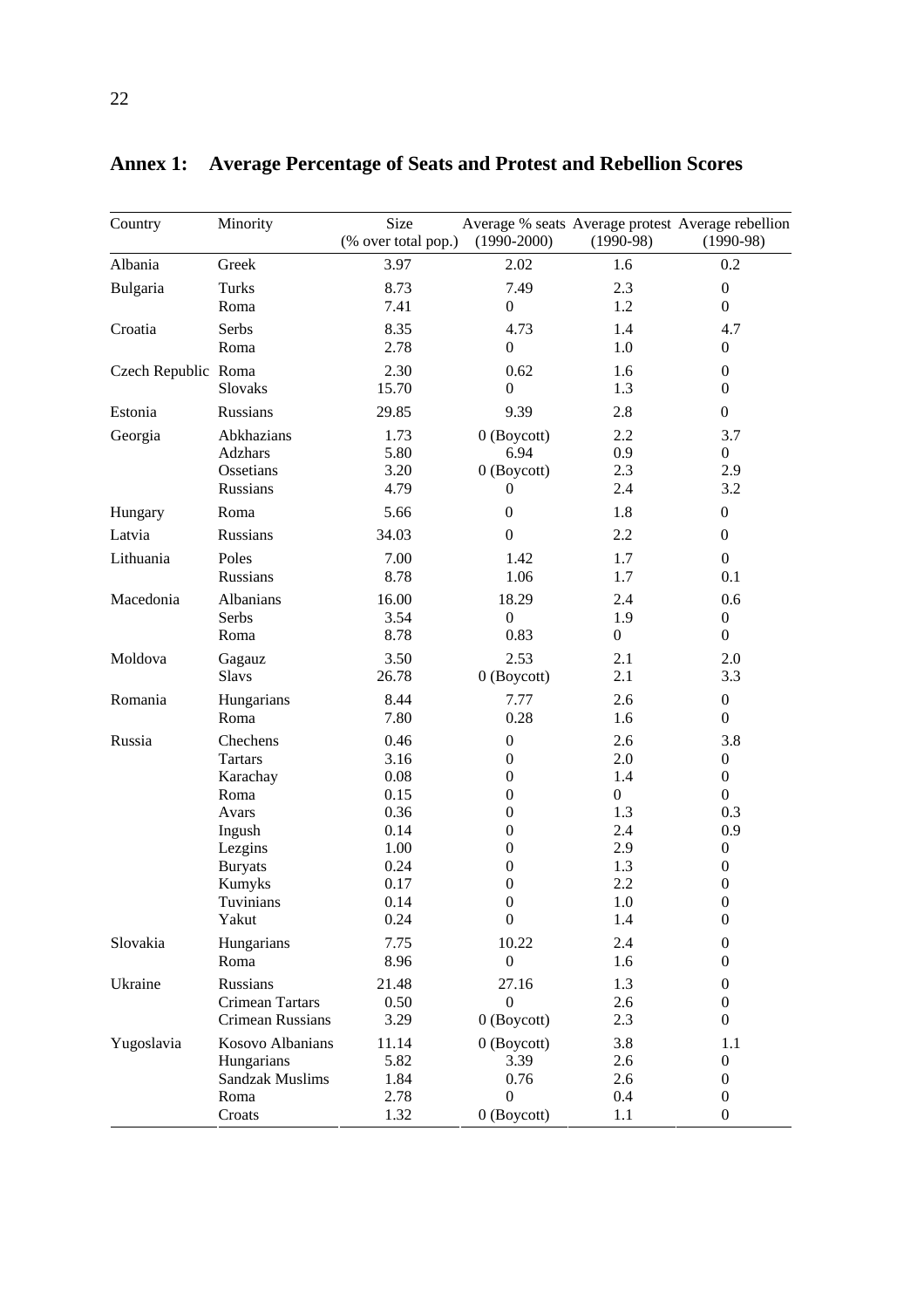## Annex 1: Average Percentage of Seats and Protest and Rebellion Scores

| Country | Minority | Size (% over total pop.) | Average % seats (1990-2000) | Average protest (1990-98) | Average rebellion (1990-98) |
|---|---|---|---|---|---|
| Albania | Greek | 3.97 | 2.02 | 1.6 | 0.2 |
| Bulgaria | Turks | 8.73 | 7.49 | 2.3 | 0 |
| | Roma | 7.41 | 0 | 1.2 | 0 |
| Croatia | Serbs | 8.35 | 4.73 | 1.4 | 4.7 |
| | Roma | 2.78 | 0 | 1.0 | 0 |
| Czech Republic | Roma | 2.30 | 0.62 | 1.6 | 0 |
| | Slovaks | 15.70 | 0 | 1.3 | 0 |
| Estonia | Russians | 29.85 | 9.39 | 2.8 | 0 |
| Georgia | Abkhazians | 1.73 | 0 (Boycott) | 2.2 | 3.7 |
| | Adzhars | 5.80 | 6.94 | 0.9 | 0 |
| | Ossetians | 3.20 | 0 (Boycott) | 2.3 | 2.9 |
| | Russians | 4.79 | 0 | 2.4 | 3.2 |
| Hungary | Roma | 5.66 | 0 | 1.8 | 0 |
| Latvia | Russians | 34.03 | 0 | 2.2 | 0 |
| Lithuania | Poles | 7.00 | 1.42 | 1.7 | 0 |
| | Russians | 8.78 | 1.06 | 1.7 | 0.1 |
| Macedonia | Albanians | 16.00 | 18.29 | 2.4 | 0.6 |
| | Serbs | 3.54 | 0 | 1.9 | 0 |
| | Roma | 8.78 | 0.83 | 0 | 0 |
| Moldova | Gagauz | 3.50 | 2.53 | 2.1 | 2.0 |
| | Slavs | 26.78 | 0 (Boycott) | 2.1 | 3.3 |
| Romania | Hungarians | 8.44 | 7.77 | 2.6 | 0 |
| | Roma | 7.80 | 0.28 | 1.6 | 0 |
| Russia | Chechens | 0.46 | 0 | 2.6 | 3.8 |
| | Tartars | 3.16 | 0 | 2.0 | 0 |
| | Karachay | 0.08 | 0 | 1.4 | 0 |
| | Roma | 0.15 | 0 | 0 | 0 |
| | Avars | 0.36 | 0 | 1.3 | 0.3 |
| | Ingush | 0.14 | 0 | 2.4 | 0.9 |
| | Lezgins | 1.00 | 0 | 2.9 | 0 |
| | Buryats | 0.24 | 0 | 1.3 | 0 |
| | Kumyks | 0.17 | 0 | 2.2 | 0 |
| | Tuvinians | 0.14 | 0 | 1.0 | 0 |
| | Yakut | 0.24 | 0 | 1.4 | 0 |
| Slovakia | Hungarians | 7.75 | 10.22 | 2.4 | 0 |
| | Roma | 8.96 | 0 | 1.6 | 0 |
| Ukraine | Russians | 21.48 | 27.16 | 1.3 | 0 |
| | Crimean Tartars | 0.50 | 0 | 2.6 | 0 |
| | Crimean Russians | 3.29 | 0 (Boycott) | 2.3 | 0 |
| Yugoslavia | Kosovo Albanians | 11.14 | 0 (Boycott) | 3.8 | 1.1 |
| | Hungarians | 5.82 | 3.39 | 2.6 | 0 |
| | Sandzak Muslims | 1.84 | 0.76 | 2.6 | 0 |
| | Roma | 2.78 | 0 | 0.4 | 0 |
| | Croats | 1.32 | 0 (Boycott) | 1.1 | 0 |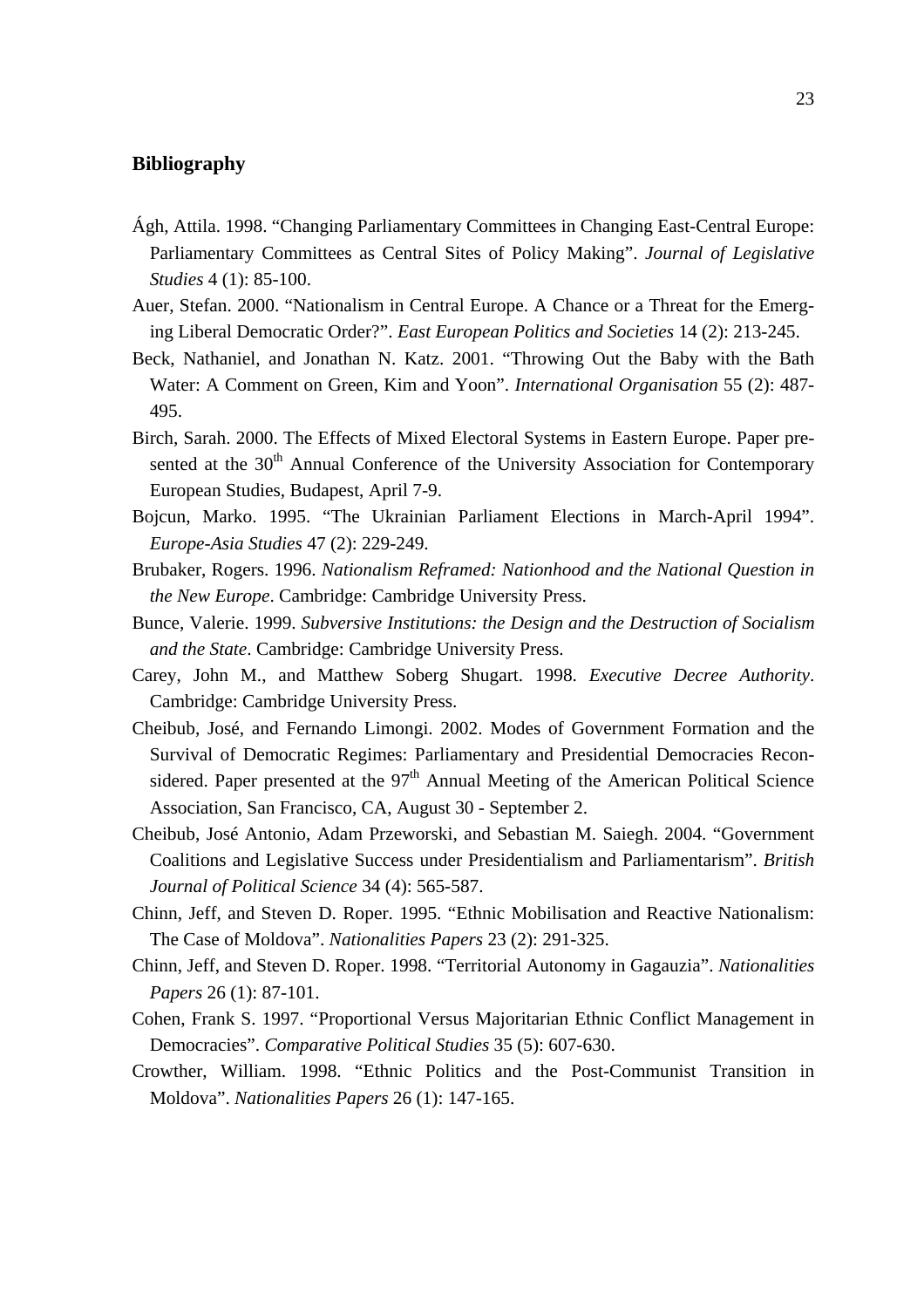## Bibliography

Ágh, Attila. 1998. "Changing Parliamentary Committees in Changing East-Central Europe: Parliamentary Committees as Central Sites of Policy Making". *Journal of Legislative Studies* 4 (1): 85-100.

Auer, Stefan. 2000. "Nationalism in Central Europe. A Chance or a Threat for the Emerging Liberal Democratic Order?". *East European Politics and Societies* 14 (2): 213-245.

Beck, Nathaniel, and Jonathan N. Katz. 2001. "Throwing Out the Baby with the Bath Water: A Comment on Green, Kim and Yoon". *International Organisation* 55 (2): 487-495.

Birch, Sarah. 2000. The Effects of Mixed Electoral Systems in Eastern Europe. Paper presented at the 30th Annual Conference of the University Association for Contemporary European Studies, Budapest, April 7-9.

Bojcun, Marko. 1995. "The Ukrainian Parliament Elections in March-April 1994". *Europe-Asia Studies* 47 (2): 229-249.

Brubaker, Rogers. 1996. *Nationalism Reframed: Nationhood and the National Question in the New Europe*. Cambridge: Cambridge University Press.

Bunce, Valerie. 1999. *Subversive Institutions: the Design and the Destruction of Socialism and the State*. Cambridge: Cambridge University Press.

Carey, John M., and Matthew Soberg Shugart. 1998. *Executive Decree Authority*. Cambridge: Cambridge University Press.

Cheibub, José, and Fernando Limongi. 2002. Modes of Government Formation and the Survival of Democratic Regimes: Parliamentary and Presidential Democracies Reconsidered. Paper presented at the 97th Annual Meeting of the American Political Science Association, San Francisco, CA, August 30 - September 2.

Cheibub, José Antonio, Adam Przeworski, and Sebastian M. Saiegh. 2004. "Government Coalitions and Legislative Success under Presidentialism and Parliamentarism". *British Journal of Political Science* 34 (4): 565-587.

Chinn, Jeff, and Steven D. Roper. 1995. "Ethnic Mobilisation and Reactive Nationalism: The Case of Moldova". *Nationalities Papers* 23 (2): 291-325.

Chinn, Jeff, and Steven D. Roper. 1998. "Territorial Autonomy in Gagauzia". *Nationalities Papers* 26 (1): 87-101.

Cohen, Frank S. 1997. "Proportional Versus Majoritarian Ethnic Conflict Management in Democracies". *Comparative Political Studies* 35 (5): 607-630.

Crowther, William. 1998. "Ethnic Politics and the Post-Communist Transition in Moldova". *Nationalities Papers* 26 (1): 147-165.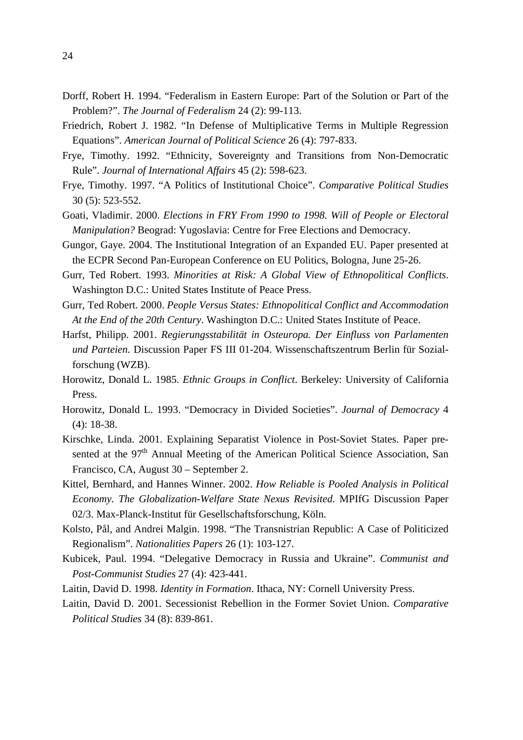Dorff, Robert H. 1994. “Federalism in Eastern Europe: Part of the Solution or Part of the Problem?”. *The Journal of Federalism* 24 (2): 99-113.

Friedrich, Robert J. 1982. “In Defense of Multiplicative Terms in Multiple Regression Equations”. *American Journal of Political Science* 26 (4): 797-833.

Frye, Timothy. 1992. “Ethnicity, Sovereignty and Transitions from Non-Democratic Rule”. *Journal of International Affairs* 45 (2): 598-623.

Frye, Timothy. 1997. “A Politics of Institutional Choice”. *Comparative Political Studies* 30 (5): 523-552.

Goati, Vladimir. 2000. *Elections in FRY From 1990 to 1998. Will of People or Electoral Manipulation?* Beograd: Yugoslavia: Centre for Free Elections and Democracy.

Gungor, Gaye. 2004. The Institutional Integration of an Expanded EU. Paper presented at the ECPR Second Pan-European Conference on EU Politics, Bologna, June 25-26.

Gurr, Ted Robert. 1993. *Minorities at Risk: A Global View of Ethnopolitical Conflicts*. Washington D.C.: United States Institute of Peace Press.

Gurr, Ted Robert. 2000. *People Versus States: Ethnopolitical Conflict and Accommodation At the End of the 20th Century*. Washington D.C.: United States Institute of Peace.

Harfst, Philipp. 2001. *Regierungsstabilität in Osteuropa. Der Einfluss von Parlamenten und Parteien.* Discussion Paper FS III 01-204. Wissenschaftszentrum Berlin für Sozialforschung (WZB).

Horowitz, Donald L. 1985. *Ethnic Groups in Conflict*. Berkeley: University of California Press.

Horowitz, Donald L. 1993. “Democracy in Divided Societies”. *Journal of Democracy* 4 (4): 18-38.

Kirschke, Linda. 2001. Explaining Separatist Violence in Post-Soviet States. Paper presented at the 97th Annual Meeting of the American Political Science Association, San Francisco, CA, August 30 – September 2.

Kittel, Bernhard, and Hannes Winner. 2002. *How Reliable is Pooled Analysis in Political Economy. The Globalization-Welfare State Nexus Revisited.* MPIfG Discussion Paper 02/3. Max-Planck-Institut für Gesellschaftsforschung, Köln.

Kolsto, Pål, and Andrei Malgin. 1998. “The Transnistrian Republic: A Case of Politicized Regionalism”. *Nationalities Papers* 26 (1): 103-127.

Kubicek, Paul. 1994. “Delegative Democracy in Russia and Ukraine”. *Communist and Post-Communist Studies* 27 (4): 423-441.

Laitin, David D. 1998. *Identity in Formation*. Ithaca, NY: Cornell University Press.

Laitin, David D. 2001. Secessionist Rebellion in the Former Soviet Union. *Comparative Political Studies* 34 (8): 839-861.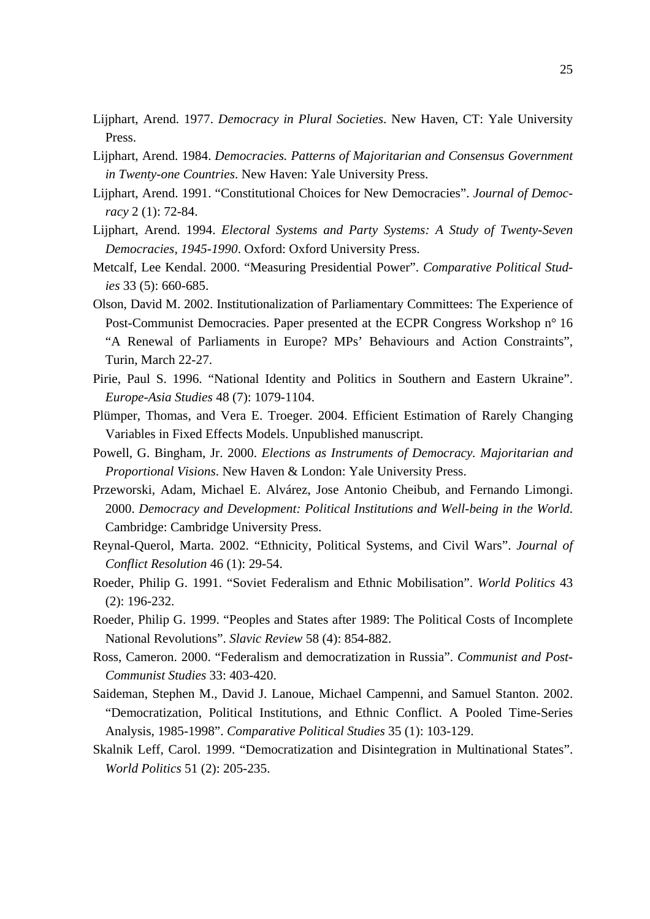Lijphart, Arend. 1977. *Democracy in Plural Societies*. New Haven, CT: Yale University Press.

Lijphart, Arend. 1984. *Democracies. Patterns of Majoritarian and Consensus Government in Twenty-one Countries*. New Haven: Yale University Press.

Lijphart, Arend. 1991. "Constitutional Choices for New Democracies". *Journal of Democracy* 2 (1): 72-84.

Lijphart, Arend. 1994. *Electoral Systems and Party Systems: A Study of Twenty-Seven Democracies, 1945-1990*. Oxford: Oxford University Press.

Metcalf, Lee Kendal. 2000. "Measuring Presidential Power". *Comparative Political Studies* 33 (5): 660-685.

Olson, David M. 2002. Institutionalization of Parliamentary Committees: The Experience of Post-Communist Democracies. Paper presented at the ECPR Congress Workshop n° 16 "A Renewal of Parliaments in Europe? MPs' Behaviours and Action Constraints", Turin, March 22-27.

Pirie, Paul S. 1996. "National Identity and Politics in Southern and Eastern Ukraine". *Europe-Asia Studies* 48 (7): 1079-1104.

Plümper, Thomas, and Vera E. Troeger. 2004. Efficient Estimation of Rarely Changing Variables in Fixed Effects Models. Unpublished manuscript.

Powell, G. Bingham, Jr. 2000. *Elections as Instruments of Democracy. Majoritarian and Proportional Visions*. New Haven & London: Yale University Press.

Przeworski, Adam, Michael E. Alvárez, Jose Antonio Cheibub, and Fernando Limongi. 2000. *Democracy and Development: Political Institutions and Well-being in the World*. Cambridge: Cambridge University Press.

Reynal-Querol, Marta. 2002. "Ethnicity, Political Systems, and Civil Wars". *Journal of Conflict Resolution* 46 (1): 29-54.

Roeder, Philip G. 1991. "Soviet Federalism and Ethnic Mobilisation". *World Politics* 43 (2): 196-232.

Roeder, Philip G. 1999. "Peoples and States after 1989: The Political Costs of Incomplete National Revolutions". *Slavic Review* 58 (4): 854-882.

Ross, Cameron. 2000. "Federalism and democratization in Russia". *Communist and Post-Communist Studies* 33: 403-420.

Saideman, Stephen M., David J. Lanoue, Michael Campenni, and Samuel Stanton. 2002. "Democratization, Political Institutions, and Ethnic Conflict. A Pooled Time-Series Analysis, 1985-1998". *Comparative Political Studies* 35 (1): 103-129.

Skalnik Leff, Carol. 1999. "Democratization and Disintegration in Multinational States". *World Politics* 51 (2): 205-235.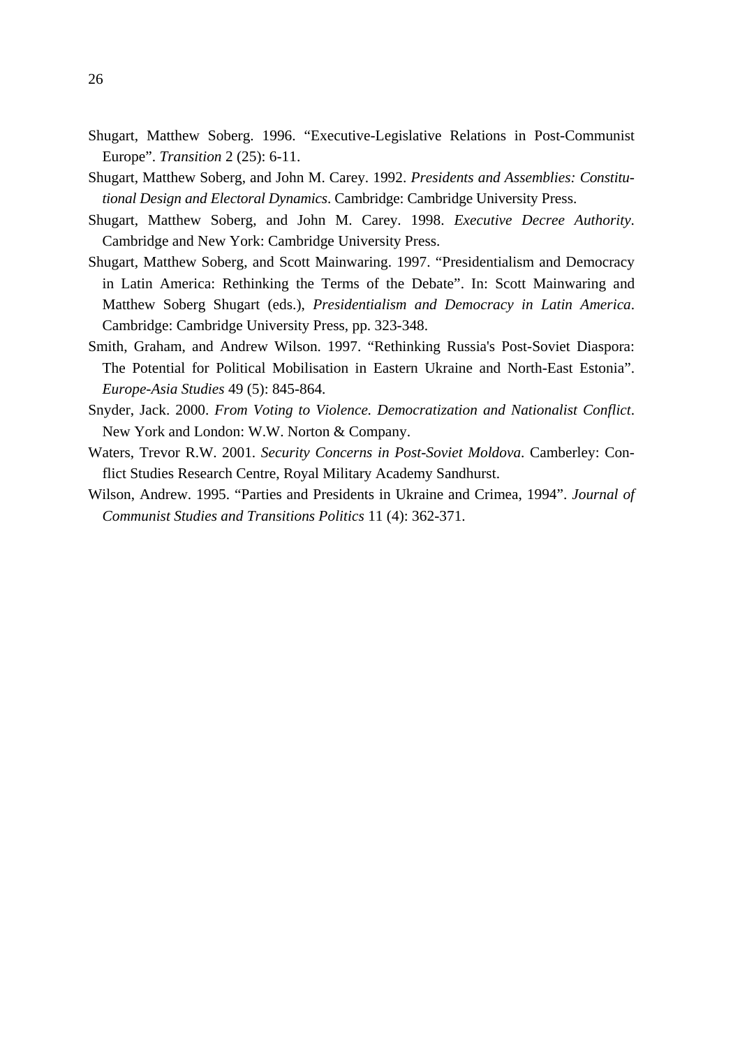Shugart, Matthew Soberg. 1996. "Executive-Legislative Relations in Post-Communist Europe". *Transition* 2 (25): 6-11.

Shugart, Matthew Soberg, and John M. Carey. 1992. *Presidents and Assemblies: Constitutional Design and Electoral Dynamics*. Cambridge: Cambridge University Press.

Shugart, Matthew Soberg, and John M. Carey. 1998. *Executive Decree Authority*. Cambridge and New York: Cambridge University Press.

Shugart, Matthew Soberg, and Scott Mainwaring. 1997. "Presidentialism and Democracy in Latin America: Rethinking the Terms of the Debate". In: Scott Mainwaring and Matthew Soberg Shugart (eds.), *Presidentialism and Democracy in Latin America*. Cambridge: Cambridge University Press, pp. 323-348.

Smith, Graham, and Andrew Wilson. 1997. "Rethinking Russia's Post-Soviet Diaspora: The Potential for Political Mobilisation in Eastern Ukraine and North-East Estonia". *Europe-Asia Studies* 49 (5): 845-864.

Snyder, Jack. 2000. *From Voting to Violence. Democratization and Nationalist Conflict*. New York and London: W.W. Norton & Company.

Waters, Trevor R.W. 2001. *Security Concerns in Post-Soviet Moldova*. Camberley: Conflict Studies Research Centre, Royal Military Academy Sandhurst.

Wilson, Andrew. 1995. "Parties and Presidents in Ukraine and Crimea, 1994". *Journal of Communist Studies and Transitions Politics* 11 (4): 362-371.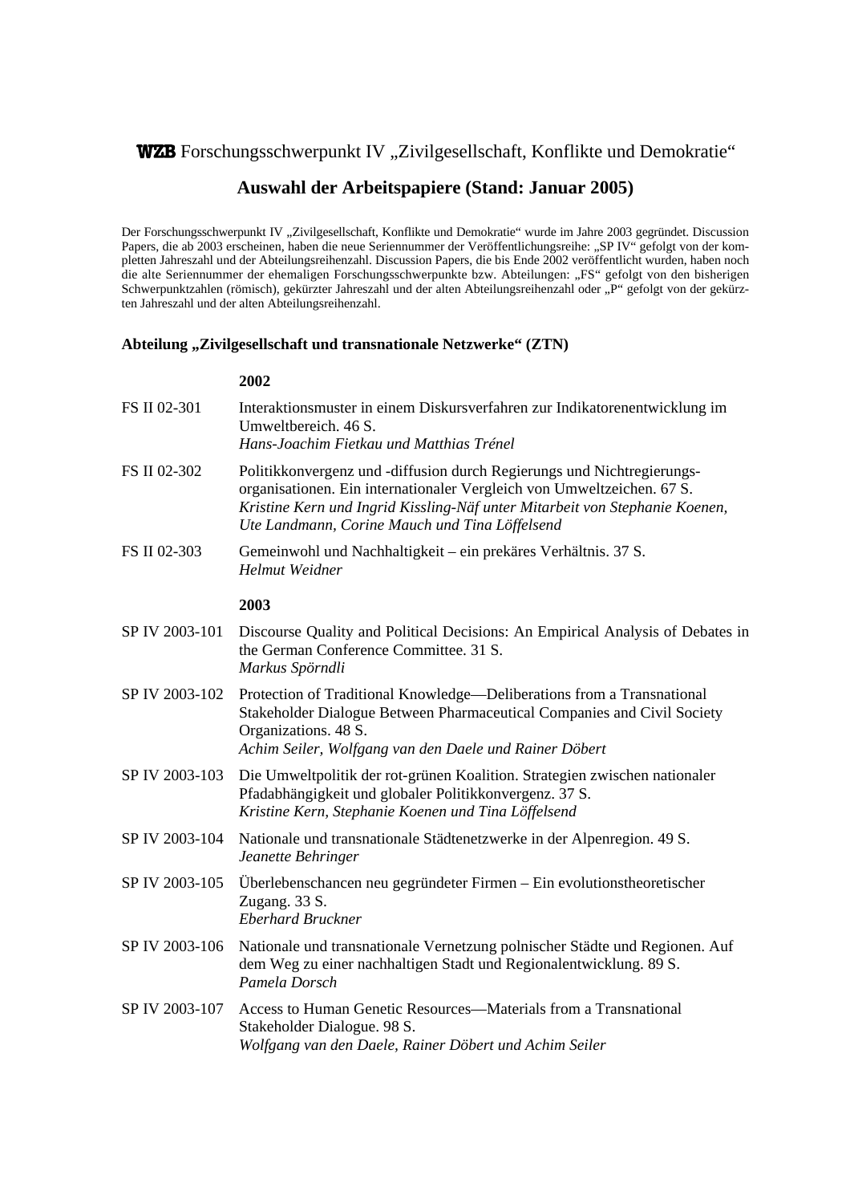# WZB Forschungsschwerpunkt IV „Zivilgesellschaft, Konflikte und Demokratie“

## Auswahl der Arbeitspapiere (Stand: Januar 2005)

Der Forschungsschwerpunkt IV „Zivilgesellschaft, Konflikte und Demokratie“ wurde im Jahre 2003 gegründet. Discussion Papers, die ab 2003 erscheinen, haben die neue Seriennummer der Veröffentlichungsreihe: „SP IV“ gefolgt von der kompletten Jahreszahl und der Abteilungsreihenzahl. Discussion Papers, die bis Ende 2002 veröffentlicht wurden, haben noch die alte Seriennummer der ehemaligen Forschungsschwerpunkte bzw. Abteilungen: „FS“ gefolgt von den bisherigen Schwerpunktzahlen (römisch), gekürzter Jahreszahl und der alten Abteilungsreihenzahl oder „P“ gefolgt von der gekürzten Jahreszahl und der alten Abteilungsreihenzahl.

### Abteilung „Zivilgesellschaft und transnationale Netzwerke“ (ZTN)

**2002**

FS II 02-301 Interaktionsmuster in einem Diskursverfahren zur Indikatorenentwicklung im Umweltbereich. 46 S.
*Hans-Joachim Fietkau und Matthias Trénel*

FS II 02-302 Politikkonvergenz und -diffusion durch Regierungs- und Nichtregierungsorganisationen. Ein internationaler Vergleich von Umweltzeichen. 67 S.
*Kristine Kern und Ingrid Kissling-Näf unter Mitarbeit von Stephanie Koenen, Ute Landmann, Corine Mauch und Tina Löffelsend*

FS II 02-303 Gemeinwohl und Nachhaltigkeit – ein prekäres Verhältnis. 37 S.
*Helmut Weidner*

**2003**

SP IV 2003-101 Discourse Quality and Political Decisions: An Empirical Analysis of Debates in the German Conference Committee. 31 S.
*Markus Spörndli*

SP IV 2003-102 Protection of Traditional Knowledge—Deliberations from a Transnational Stakeholder Dialogue Between Pharmaceutical Companies and Civil Society Organizations. 48 S.
*Achim Seiler, Wolfgang van den Daele und Rainer Döbert*

SP IV 2003-103 Die Umweltpolitik der rot-grünen Koalition. Strategien zwischen nationaler Pfadabhängigkeit und globaler Politikkonvergenz. 37 S.
*Kristine Kern, Stephanie Koenen und Tina Löffelsend*

SP IV 2003-104 Nationale und transnationale Städtenetzwerke in der Alpenregion. 49 S.
*Jeanette Behringer*

SP IV 2003-105 Überlebenschancen neu gegründeter Firmen – Ein evolutionstheoretischer Zugang. 33 S.
*Eberhard Bruckner*

SP IV 2003-106 Nationale und transnationale Vernetzung polnischer Städte und Regionen. Auf dem Weg zu einer nachhaltigen Stadt und Regionalentwicklung. 89 S.
*Pamela Dorsch*

SP IV 2003-107 Access to Human Genetic Resources—Materials from a Transnational Stakeholder Dialogue. 98 S.
*Wolfgang van den Daele, Rainer Döbert und Achim Seiler*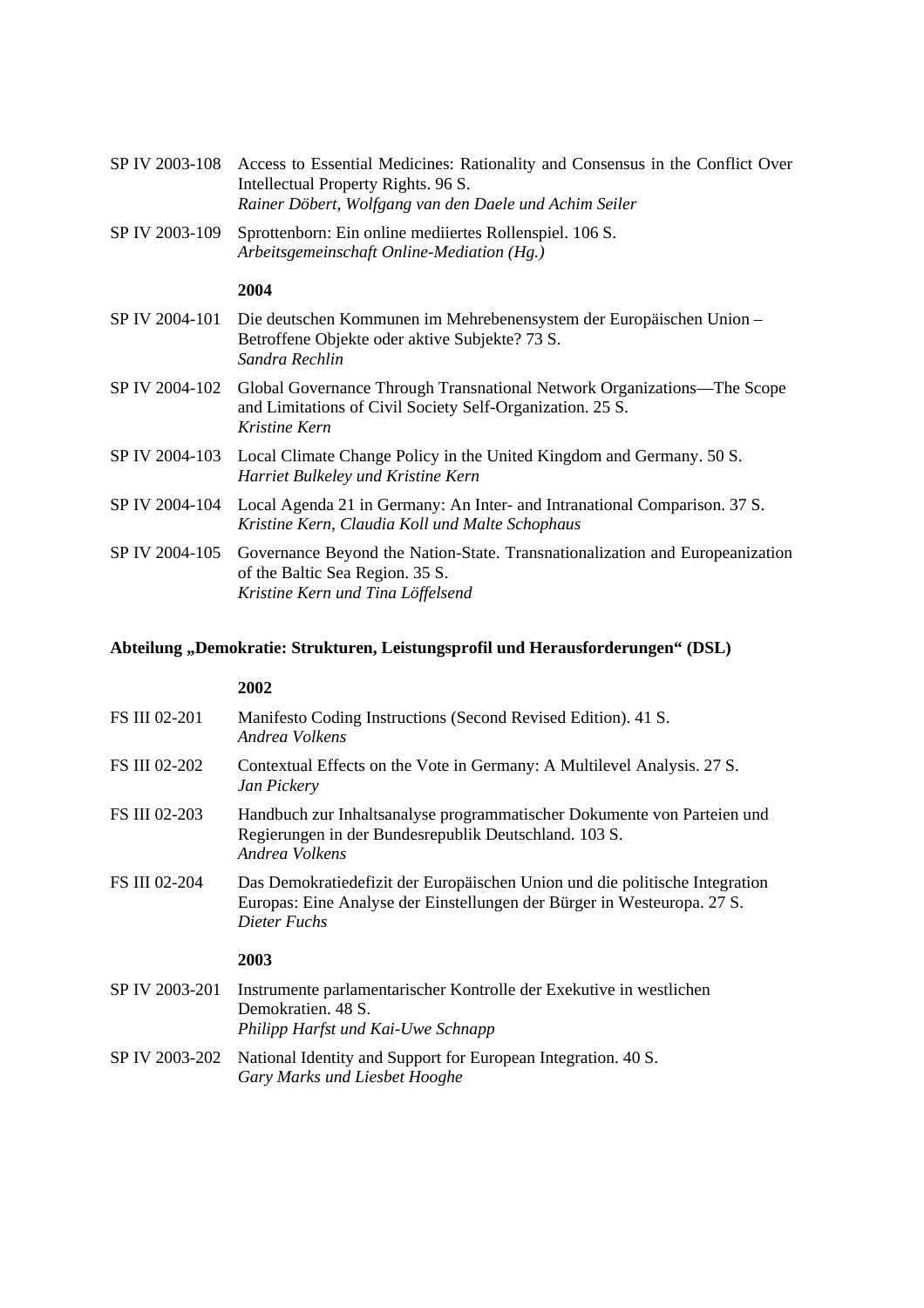SP IV 2003-108 Access to Essential Medicines: Rationality and Consensus in the Conflict Over Intellectual Property Rights. 96 S.
*Rainer Döbert, Wolfgang van den Daele und Achim Seiler*

SP IV 2003-109 Sprottenborn: Ein online mediiertes Rollenspiel. 106 S.
*Arbeitsgemeinschaft Online-Mediation (Hg.)*

**2004**

SP IV 2004-101 Die deutschen Kommunen im Mehrebenensystem der Europäischen Union – Betroffene Objekte oder aktive Subjekte? 73 S.
*Sandra Rechlin*

SP IV 2004-102 Global Governance Through Transnational Network Organizations—The Scope and Limitations of Civil Society Self-Organization. 25 S.
*Kristine Kern*

SP IV 2004-103 Local Climate Change Policy in the United Kingdom and Germany. 50 S.
*Harriet Bulkeley und Kristine Kern*

SP IV 2004-104 Local Agenda 21 in Germany: An Inter- and Intranational Comparison. 37 S.
*Kristine Kern, Claudia Koll und Malte Schophaus*

SP IV 2004-105 Governance Beyond the Nation-State. Transnationalization and Europeanization of the Baltic Sea Region. 35 S.
*Kristine Kern und Tina Löffelsend*

**Abteilung „Demokratie: Strukturen, Leistungsprofil und Herausforderungen" (DSL)**

**2002**

FS III 02-201 Manifesto Coding Instructions (Second Revised Edition). 41 S.
*Andrea Volkens*

FS III 02-202 Contextual Effects on the Vote in Germany: A Multilevel Analysis. 27 S.
*Jan Pickery*

FS III 02-203 Handbuch zur Inhaltsanalyse programmatischer Dokumente von Parteien und Regierungen in der Bundesrepublik Deutschland. 103 S.
*Andrea Volkens*

FS III 02-204 Das Demokratiedefizit der Europäischen Union und die politische Integration Europas: Eine Analyse der Einstellungen der Bürger in Westeuropa. 27 S.
*Dieter Fuchs*

**2003**

SP IV 2003-201 Instrumente parlamentarischer Kontrolle der Exekutive in westlichen Demokratien. 48 S.
*Philipp Harfst und Kai-Uwe Schnapp*

SP IV 2003-202 National Identity and Support for European Integration. 40 S.
*Gary Marks und Liesbet Hooghe*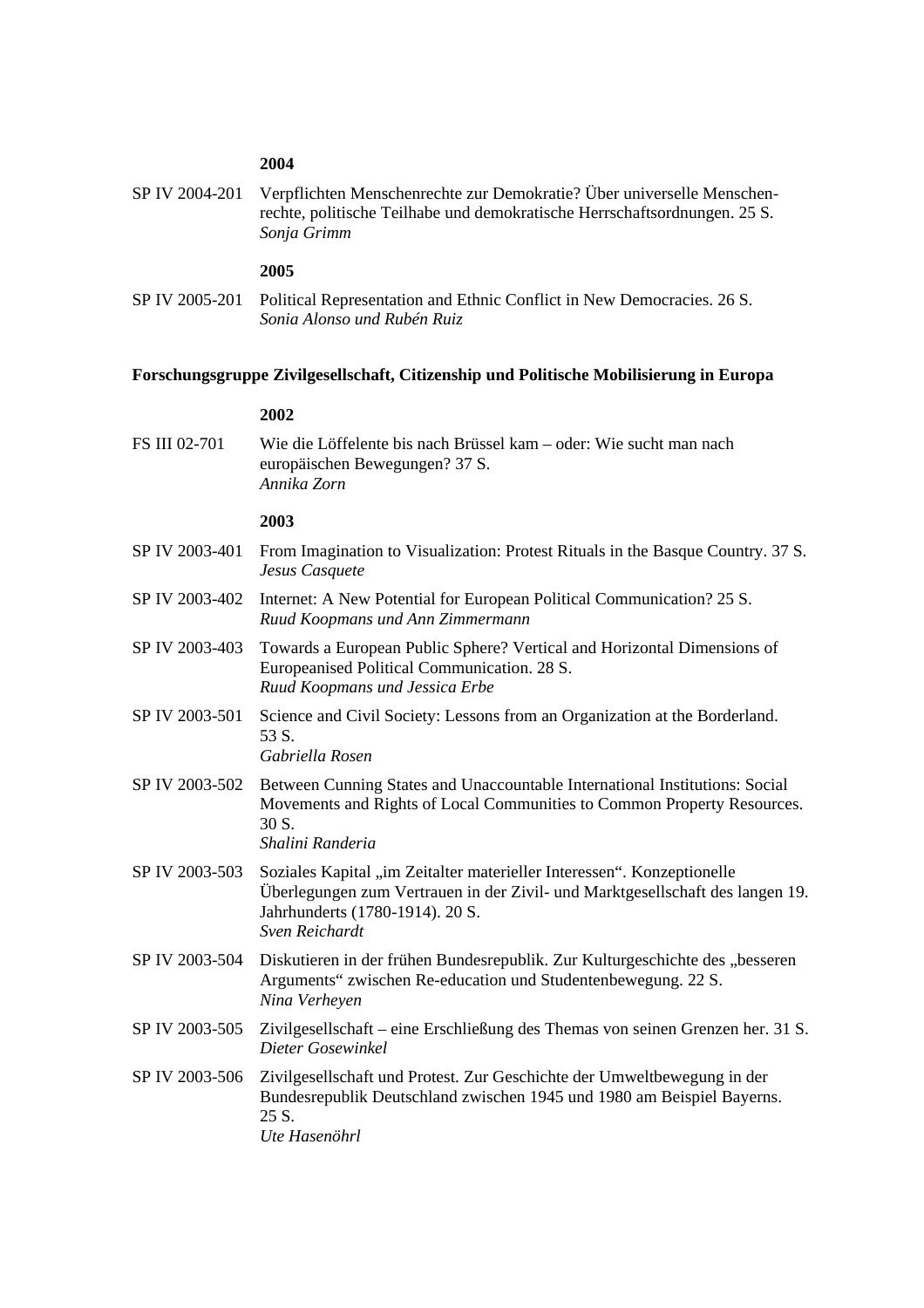**2004**

SP IV 2004-201 Verpflichten Menschenrechte zur Demokratie? Über universelle Menschenrechte, politische Teilhabe und demokratische Herrschaftsordnungen. 25 S.
*Sonja Grimm*

**2005**

SP IV 2005-201 Political Representation and Ethnic Conflict in New Democracies. 26 S.
*Sonia Alonso und Rubén Ruiz*

### Forschungsgruppe Zivilgesellschaft, Citizenship und Politische Mobilisierung in Europa

**2002**

FS III 02-701 Wie die Löffelente bis nach Brüssel kam – oder: Wie sucht man nach europäischen Bewegungen? 37 S.
*Annika Zorn*

**2003**

SP IV 2003-401 From Imagination to Visualization: Protest Rituals in the Basque Country. 37 S.
*Jesus Casquete*

SP IV 2003-402 Internet: A New Potential for European Political Communication? 25 S.
*Ruud Koopmans und Ann Zimmermann*

SP IV 2003-403 Towards a European Public Sphere? Vertical and Horizontal Dimensions of Europeanised Political Communication. 28 S.
*Ruud Koopmans und Jessica Erbe*

SP IV 2003-501 Science and Civil Society: Lessons from an Organization at the Borderland. 53 S.
*Gabriella Rosen*

SP IV 2003-502 Between Cunning States and Unaccountable International Institutions: Social Movements and Rights of Local Communities to Common Property Resources. 30 S.
*Shalini Randeria*

SP IV 2003-503 Soziales Kapital „im Zeitalter materieller Interessen". Konzeptionelle Überlegungen zum Vertrauen in der Zivil- und Marktgesellschaft des langen 19. Jahrhunderts (1780-1914). 20 S.
*Sven Reichardt*

SP IV 2003-504 Diskutieren in der frühen Bundesrepublik. Zur Kulturgeschichte des „besseren Arguments" zwischen Re-education und Studentenbewegung. 22 S.
*Nina Verheyen*

SP IV 2003-505 Zivilgesellschaft – eine Erschließung des Themas von seinen Grenzen her. 31 S.
*Dieter Gosewinkel*

SP IV 2003-506 Zivilgesellschaft und Protest. Zur Geschichte der Umweltbewegung in der Bundesrepublik Deutschland zwischen 1945 und 1980 am Beispiel Bayerns. 25 S.
*Ute Hasenöhrl*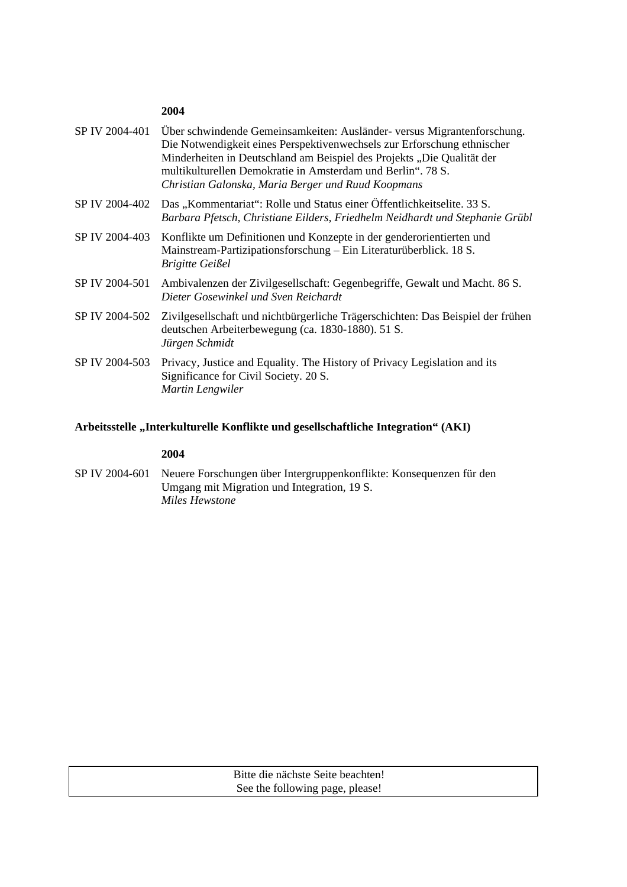**2004**

SP IV 2004-401 Über schwindende Gemeinsamkeiten: Ausländer- versus Migrantenforschung. Die Notwendigkeit eines Perspektivenwechsels zur Erforschung ethnischer Minderheiten in Deutschland am Beispiel des Projekts „Die Qualität der multikulturellen Demokratie in Amsterdam und Berlin". 78 S.
*Christian Galonska, Maria Berger und Ruud Koopmans*

SP IV 2004-402 Das „Kommentariat": Rolle und Status einer Öffentlichkeitselite. 33 S.
*Barbara Pfetsch, Christiane Eilders, Friedhelm Neidhardt und Stephanie Grübl*

SP IV 2004-403 Konflikte um Definitionen und Konzepte in der genderorientierten und Mainstream-Partizipationsforschung – Ein Literaturüberblick. 18 S.
*Brigitte Geißel*

SP IV 2004-501 Ambivalenzen der Zivilgesellschaft: Gegenbegriffe, Gewalt und Macht. 86 S.
*Dieter Gosewinkel und Sven Reichardt*

SP IV 2004-502 Zivilgesellschaft und nichtbürgerliche Trägerschichten: Das Beispiel der frühen deutschen Arbeiterbewegung (ca. 1830-1880). 51 S.
*Jürgen Schmidt*

SP IV 2004-503 Privacy, Justice and Equality. The History of Privacy Legislation and its Significance for Civil Society. 20 S.
*Martin Lengwiler*

**Arbeitsstelle „Interkulturelle Konflikte und gesellschaftliche Integration" (AKI)**

**2004**

SP IV 2004-601 Neuere Forschungen über Intergruppenkonflikte: Konsequenzen für den Umgang mit Migration und Integration, 19 S.
*Miles Hewstone*

Bitte die nächste Seite beachten!
See the following page, please!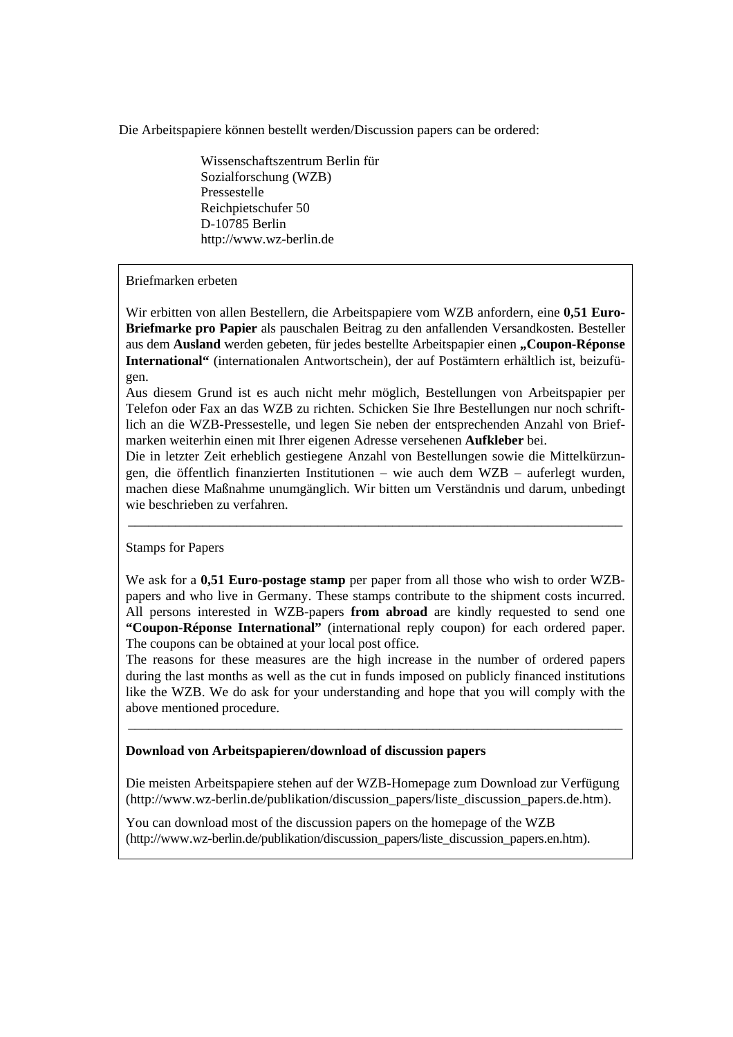Die Arbeitspapiere können bestellt werden/Discussion papers can be ordered:

Wissenschaftszentrum Berlin für
Sozialforschung (WZB)
Pressestelle
Reichpietschufer 50
D-10785 Berlin
http://www.wz-berlin.de

Briefmarken erbeten

Wir erbitten von allen Bestellern, die Arbeitspapiere vom WZB anfordern, eine **0,51 Euro-Briefmarke pro Papier** als pauschalen Beitrag zu den anfallenden Versandkosten. Besteller aus dem **Ausland** werden gebeten, für jedes bestellte Arbeitspapier einen **„Coupon-Réponse International"** (internationalen Antwortschein), der auf Postämtern erhältlich ist, beizufügen.
Aus diesem Grund ist es auch nicht mehr möglich, Bestellungen von Arbeitspapier per Telefon oder Fax an das WZB zu richten. Schicken Sie Ihre Bestellungen nur noch schriftlich an die WZB-Pressestelle, und legen Sie neben der entsprechenden Anzahl von Briefmarken weiterhin einen mit Ihrer eigenen Adresse versehenen **Aufkleber** bei.
Die in letzter Zeit erheblich gestiegene Anzahl von Bestellungen sowie die Mittelkürzungen, die öffentlich finanzierten Institutionen – wie auch dem WZB – auferlegt wurden, machen diese Maßnahme unumgänglich. Wir bitten um Verständnis und darum, unbedingt wie beschrieben zu verfahren.

---

Stamps for Papers

We ask for a **0,51 Euro-postage stamp** per paper from all those who wish to order WZB-papers and who live in Germany. These stamps contribute to the shipment costs incurred. All persons interested in WZB-papers **from abroad** are kindly requested to send one **"Coupon-Réponse International"** (international reply coupon) for each ordered paper. The coupons can be obtained at your local post office.
The reasons for these measures are the high increase in the number of ordered papers during the last months as well as the cut in funds imposed on publicly financed institutions like the WZB. We do ask for your understanding and hope that you will comply with the above mentioned procedure.

---

**Download von Arbeitspapieren/download of discussion papers**

Die meisten Arbeitspapiere stehen auf der WZB-Homepage zum Download zur Verfügung (http://www.wz-berlin.de/publikation/discussion_papers/liste_discussion_papers.de.htm).

You can download most of the discussion papers on the homepage of the WZB (http://www.wz-berlin.de/publikation/discussion_papers/liste_discussion_papers.en.htm).